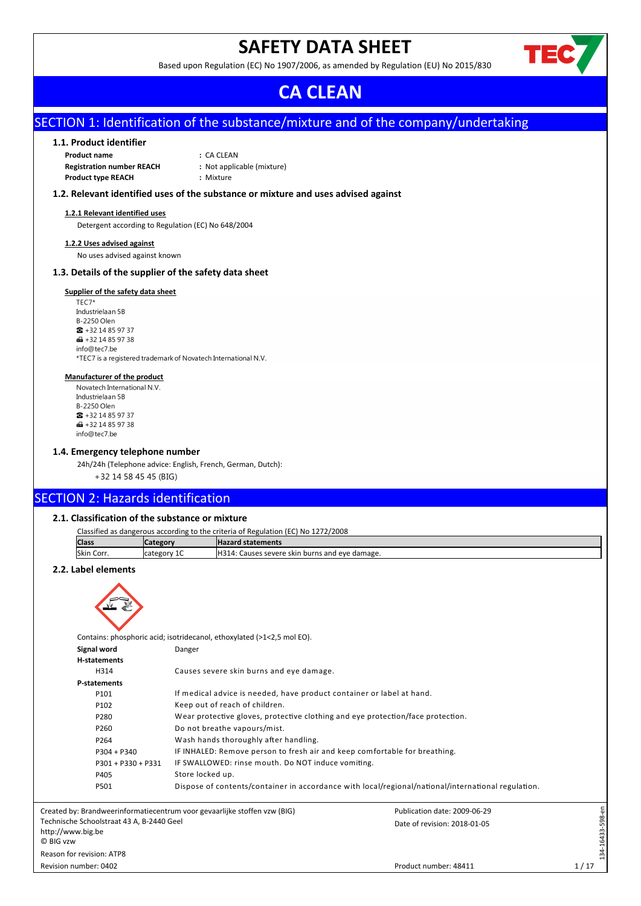# SAFETY DATA SHEET

Based upon Regulation (EC) No 1907/2006, as amended by Regulation (EU) No 2015/830

# CA CLEAN

## SECTION 1: Identification of the substance/mixture and of the company/undertaking

### 1.1. Product identifier

**Product name** : CA CLEAN
**Registration number REACH** : Not applicable (mixture)
**Product type REACH** : Mixture

### 1.2. Relevant identified uses of the substance or mixture and uses advised against

**1.2.1 Relevant identified uses**

Detergent according to Regulation (EC) No 648/2004

**1.2.2 Uses advised against**

No uses advised against known

### 1.3. Details of the supplier of the safety data sheet

**Supplier of the safety data sheet**

TEC7*
Industrielaan 5B
B-2250 Olen
☎ +32 14 85 97 37
🖷 +32 14 85 97 38
info@tec7.be
*TEC7 is a registered trademark of Novatech International N.V.

**Manufacturer of the product**

Novatech International N.V.
Industrielaan 5B
B-2250 Olen
☎ +32 14 85 97 37
🖷 +32 14 85 97 38
info@tec7.be

### 1.4. Emergency telephone number

24h/24h (Telephone advice: English, French, German, Dutch):
+32 14 58 45 45 (BIG)

## SECTION 2: Hazards identification

### 2.1. Classification of the substance or mixture

Classified as dangerous according to the criteria of Regulation (EC) No 1272/2008

| Class | Category | Hazard statements |
|---|---|---|
| Skin Corr. | category 1C | H314: Causes severe skin burns and eye damage. |

### 2.2. Label elements

Contains: phosphoric acid; isotridecanol, ethoxylated (>1<2,5 mol EO).

**Signal word** Danger

**H-statements**

| | |
|---|---|
| H314 | Causes severe skin burns and eye damage. |

**P-statements**

| | |
|---|---|
| P101 | If medical advice is needed, have product container or label at hand. |
| P102 | Keep out of reach of children. |
| P280 | Wear protective gloves, protective clothing and eye protection/face protection. |
| P260 | Do not breathe vapours/mist. |
| P264 | Wash hands thoroughly after handling. |
| P304 + P340 | IF INHALED: Remove person to fresh air and keep comfortable for breathing. |
| P301 + P330 + P331 | IF SWALLOWED: rinse mouth. Do NOT induce vomiting. |
| P405 | Store locked up. |
| P501 | Dispose of contents/container in accordance with local/regional/national/international regulation. |

Created by: Brandweerinformatiecentrum voor gevaarlijke stoffen vzw (BIG)
Technische Schoolstraat 43 A, B-2440 Geel
http://www.big.be
© BIG vzw
Reason for revision: ATP8
Revision number: 0402

Publication date: 2009-06-29
Date of revision: 2018-01-05
Product number: 48411

134-16433-598-en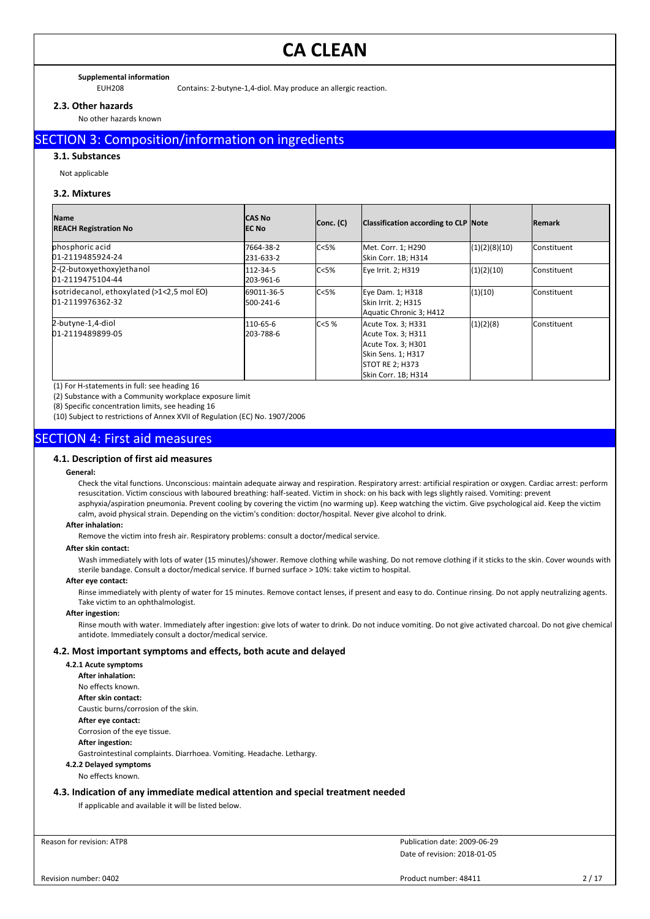**Supplemental information**

EUH208 Contains: 2-butyne-1,4-diol. May produce an allergic reaction.

### 2.3. Other hazards

No other hazards known

## SECTION 3: Composition/information on ingredients

### 3.1. Substances

Not applicable

### 3.2. Mixtures

| Name<br>REACH Registration No | CAS No<br>EC No | Conc. (C) | Classification according to CLP | Note | Remark |
|---|---|---|---|---|---|
| phosphoric acid<br>01-2119485924-24 | 7664-38-2<br>231-633-2 | C<5% | Met. Corr. 1; H290<br>Skin Corr. 1B; H314 | (1)(2)(8)(10) | Constituent |
| 2-(2-butoxyethoxy)ethanol<br>01-2119475104-44 | 112-34-5<br>203-961-6 | C<5% | Eye Irrit. 2; H319 | (1)(2)(10) | Constituent |
| isotridecanol, ethoxylated (>1<2,5 mol EO)<br>01-2119976362-32 | 69011-36-5<br>500-241-6 | C<5% | Eye Dam. 1; H318<br>Skin Irrit. 2; H315<br>Aquatic Chronic 3; H412 | (1)(10) | Constituent |
| 2-butyne-1,4-diol<br>01-2119489899-05 | 110-65-6<br>203-788-6 | C<5 % | Acute Tox. 3; H331<br>Acute Tox. 3; H311<br>Acute Tox. 3; H301<br>Skin Sens. 1; H317<br>STOT RE 2; H373<br>Skin Corr. 1B; H314 | (1)(2)(8) | Constituent |

(1) For H-statements in full: see heading 16

(2) Substance with a Community workplace exposure limit

(8) Specific concentration limits, see heading 16

(10) Subject to restrictions of Annex XVII of Regulation (EC) No. 1907/2006

## SECTION 4: First aid measures

### 4.1. Description of first aid measures

**General:**

Check the vital functions. Unconscious: maintain adequate airway and respiration. Respiratory arrest: artificial respiration or oxygen. Cardiac arrest: perform resuscitation. Victim conscious with laboured breathing: half-seated. Victim in shock: on his back with legs slightly raised. Vomiting: prevent asphyxia/aspiration pneumonia. Prevent cooling by covering the victim (no warming up). Keep watching the victim. Give psychological aid. Keep the victim calm, avoid physical strain. Depending on the victim's condition: doctor/hospital. Never give alcohol to drink.

**After inhalation:**

Remove the victim into fresh air. Respiratory problems: consult a doctor/medical service.

**After skin contact:**

Wash immediately with lots of water (15 minutes)/shower. Remove clothing while washing. Do not remove clothing if it sticks to the skin. Cover wounds with sterile bandage. Consult a doctor/medical service. If burned surface > 10%: take victim to hospital.

**After eye contact:**

Rinse immediately with plenty of water for 15 minutes. Remove contact lenses, if present and easy to do. Continue rinsing. Do not apply neutralizing agents. Take victim to an ophthalmologist.

**After ingestion:**

Rinse mouth with water. Immediately after ingestion: give lots of water to drink. Do not induce vomiting. Do not give activated charcoal. Do not give chemical antidote. Immediately consult a doctor/medical service.

### 4.2. Most important symptoms and effects, both acute and delayed

**4.2.1 Acute symptoms**

**After inhalation:**

No effects known.

**After skin contact:**

Caustic burns/corrosion of the skin.

**After eye contact:**

Corrosion of the eye tissue.

**After ingestion:**

Gastrointestinal complaints. Diarrhoea. Vomiting. Headache. Lethargy.

**4.2.2 Delayed symptoms**

No effects known.

### 4.3. Indication of any immediate medical attention and special treatment needed

If applicable and available it will be listed below.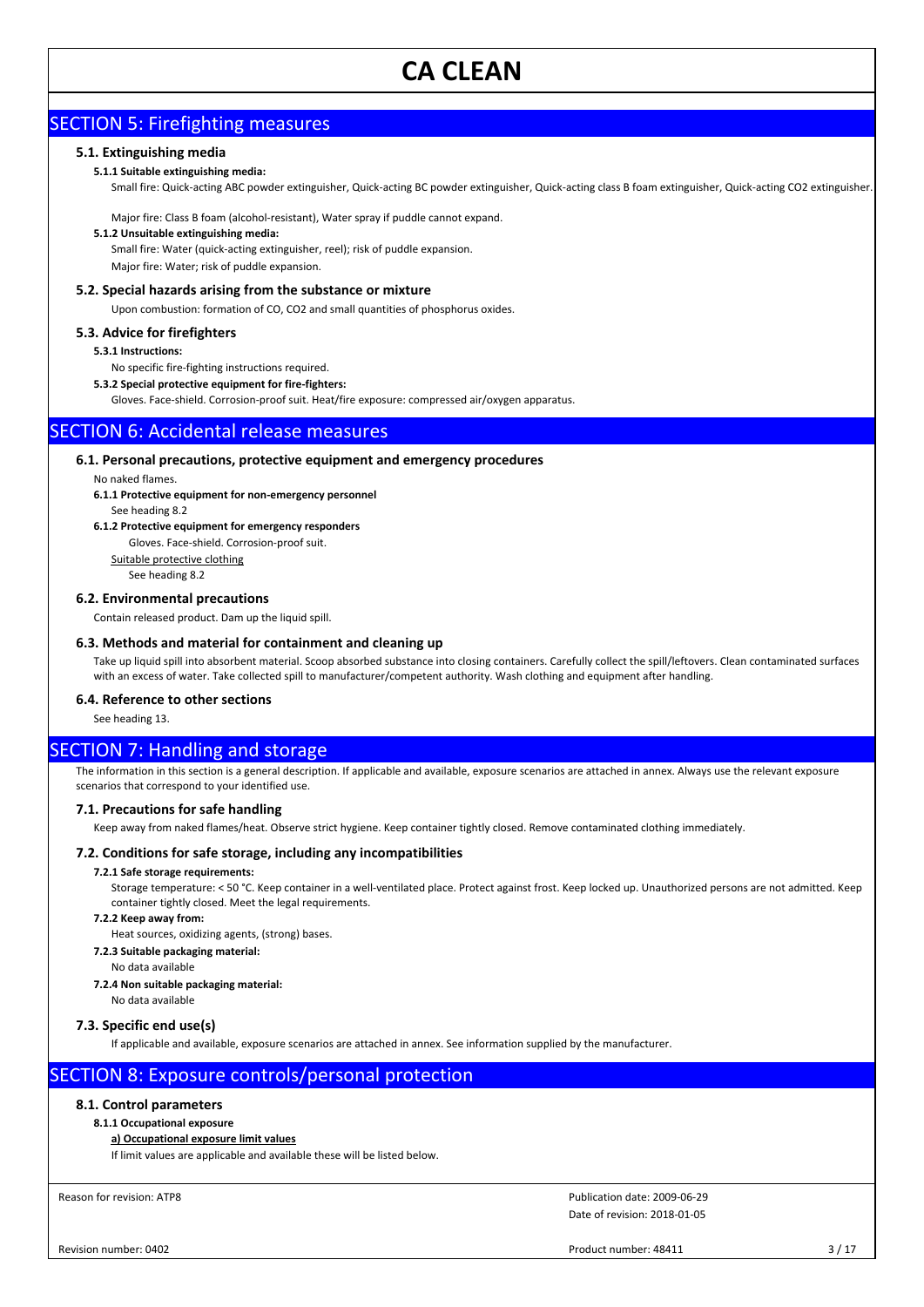## SECTION 5: Firefighting measures

### 5.1. Extinguishing media

**5.1.1 Suitable extinguishing media:**

Small fire: Quick-acting ABC powder extinguisher, Quick-acting BC powder extinguisher, Quick-acting class B foam extinguisher, Quick-acting $CO_2$ extinguisher.

Major fire: Class B foam (alcohol-resistant), Water spray if puddle cannot expand.

**5.1.2 Unsuitable extinguishing media:**

Small fire: Water (quick-acting extinguisher, reel); risk of puddle expansion.

Major fire: Water; risk of puddle expansion.

### 5.2. Special hazards arising from the substance or mixture

Upon combustion: formation of CO, $CO_2$ and small quantities of phosphorus oxides.

### 5.3. Advice for firefighters

**5.3.1 Instructions:**

No specific fire-fighting instructions required.

**5.3.2 Special protective equipment for fire-fighters:**

Gloves. Face-shield. Corrosion-proof suit. Heat/fire exposure: compressed air/oxygen apparatus.

## SECTION 6: Accidental release measures

### 6.1. Personal precautions, protective equipment and emergency procedures

No naked flames.

**6.1.1 Protective equipment for non-emergency personnel**

See heading 8.2

**6.1.2 Protective equipment for emergency responders**

Gloves. Face-shield. Corrosion-proof suit.

Suitable protective clothing

See heading 8.2

### 6.2. Environmental precautions

Contain released product. Dam up the liquid spill.

### 6.3. Methods and material for containment and cleaning up

Take up liquid spill into absorbent material. Scoop absorbed substance into closing containers. Carefully collect the spill/leftovers. Clean contaminated surfaces with an excess of water. Take collected spill to manufacturer/competent authority. Wash clothing and equipment after handling.

### 6.4. Reference to other sections

See heading 13.

## SECTION 7: Handling and storage

The information in this section is a general description. If applicable and available, exposure scenarios are attached in annex. Always use the relevant exposure scenarios that correspond to your identified use.

### 7.1. Precautions for safe handling

Keep away from naked flames/heat. Observe strict hygiene. Keep container tightly closed. Remove contaminated clothing immediately.

### 7.2. Conditions for safe storage, including any incompatibilities

**7.2.1 Safe storage requirements:**

Storage temperature: < 50 °C. Keep container in a well-ventilated place. Protect against frost. Keep locked up. Unauthorized persons are not admitted. Keep container tightly closed. Meet the legal requirements.

**7.2.2 Keep away from:**

Heat sources, oxidizing agents, (strong) bases.

**7.2.3 Suitable packaging material:**

No data available

**7.2.4 Non suitable packaging material:**

No data available

### 7.3. Specific end use(s)

If applicable and available, exposure scenarios are attached in annex. See information supplied by the manufacturer.

## SECTION 8: Exposure controls/personal protection

### 8.1. Control parameters

**8.1.1 Occupational exposure**

**a) Occupational exposure limit values**

If limit values are applicable and available these will be listed below.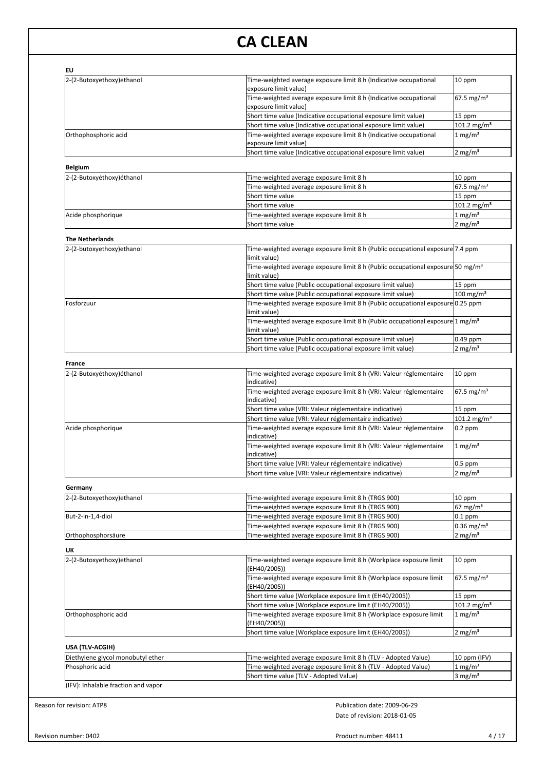**EU**

| | | |
|---|---|---|
| 2-(2-Butoxyethoxy)ethanol | Time-weighted average exposure limit 8 h (Indicative occupational exposure limit value) | 10 ppm |
| | Time-weighted average exposure limit 8 h (Indicative occupational exposure limit value) | 67.5 mg/m³ |
| | Short time value (Indicative occupational exposure limit value) | 15 ppm |
| | Short time value (Indicative occupational exposure limit value) | 101.2 mg/m³ |
| Orthophosphoric acid | Time-weighted average exposure limit 8 h (Indicative occupational exposure limit value) | 1 mg/m³ |
| | Short time value (Indicative occupational exposure limit value) | 2 mg/m³ |

**Belgium**

| | | |
|---|---|---|
| 2-(2-Butoxyéthoxy)éthanol | Time-weighted average exposure limit 8 h | 10 ppm |
| | Time-weighted average exposure limit 8 h | 67.5 mg/m³ |
| | Short time value | 15 ppm |
| | Short time value | 101.2 mg/m³ |
| Acide phosphorique | Time-weighted average exposure limit 8 h | 1 mg/m³ |
| | Short time value | 2 mg/m³ |

**The Netherlands**

| | | |
|---|---|---|
| 2-(2-butoxyethoxy)ethanol | Time-weighted average exposure limit 8 h (Public occupational exposure limit value) | 7.4 ppm |
| | Time-weighted average exposure limit 8 h (Public occupational exposure limit value) | 50 mg/m³ |
| | Short time value (Public occupational exposure limit value) | 15 ppm |
| | Short time value (Public occupational exposure limit value) | 100 mg/m³ |
| Fosforzuur | Time-weighted average exposure limit 8 h (Public occupational exposure limit value) | 0.25 ppm |
| | Time-weighted average exposure limit 8 h (Public occupational exposure limit value) | 1 mg/m³ |
| | Short time value (Public occupational exposure limit value) | 0.49 ppm |
| | Short time value (Public occupational exposure limit value) | 2 mg/m³ |

**France**

| | | |
|---|---|---|
| 2-(2-Butoxyéthoxy)éthanol | Time-weighted average exposure limit 8 h (VRI: Valeur réglementaire indicative) | 10 ppm |
| | Time-weighted average exposure limit 8 h (VRI: Valeur réglementaire indicative) | 67.5 mg/m³ |
| | Short time value (VRI: Valeur réglementaire indicative) | 15 ppm |
| | Short time value (VRI: Valeur réglementaire indicative) | 101.2 mg/m³ |
| Acide phosphorique | Time-weighted average exposure limit 8 h (VRI: Valeur réglementaire indicative) | 0.2 ppm |
| | Time-weighted average exposure limit 8 h (VRI: Valeur réglementaire indicative) | 1 mg/m³ |
| | Short time value (VRI: Valeur réglementaire indicative) | 0.5 ppm |
| | Short time value (VRI: Valeur réglementaire indicative) | 2 mg/m³ |

**Germany**

| | | |
|---|---|---|
| 2-(2-Butoxyethoxy)ethanol | Time-weighted average exposure limit 8 h (TRGS 900) | 10 ppm |
| | Time-weighted average exposure limit 8 h (TRGS 900) | 67 mg/m³ |
| But-2-in-1,4-diol | Time-weighted average exposure limit 8 h (TRGS 900) | 0.1 ppm |
| | Time-weighted average exposure limit 8 h (TRGS 900) | 0.36 mg/m³ |
| Orthophosphorsäure | Time-weighted average exposure limit 8 h (TRGS 900) | 2 mg/m³ |

**UK**

| | | |
|---|---|---|
| 2-(2-Butoxyethoxy)ethanol | Time-weighted average exposure limit 8 h (Workplace exposure limit (EH40/2005)) | 10 ppm |
| | Time-weighted average exposure limit 8 h (Workplace exposure limit (EH40/2005)) | 67.5 mg/m³ |
| | Short time value (Workplace exposure limit (EH40/2005)) | 15 ppm |
| | Short time value (Workplace exposure limit (EH40/2005)) | 101.2 mg/m³ |
| Orthophosphoric acid | Time-weighted average exposure limit 8 h (Workplace exposure limit (EH40/2005)) | 1 mg/m³ |
| | Short time value (Workplace exposure limit (EH40/2005)) | 2 mg/m³ |

**USA (TLV-ACGIH)**

| | | |
|---|---|---|
| Diethylene glycol monobutyl ether | Time-weighted average exposure limit 8 h (TLV - Adopted Value) | 10 ppm (IFV) |
| Phosphoric acid | Time-weighted average exposure limit 8 h (TLV - Adopted Value) | 1 mg/m³ |
| | Short time value (TLV - Adopted Value) | 3 mg/m³ |

(IFV): Inhalable fraction and vapor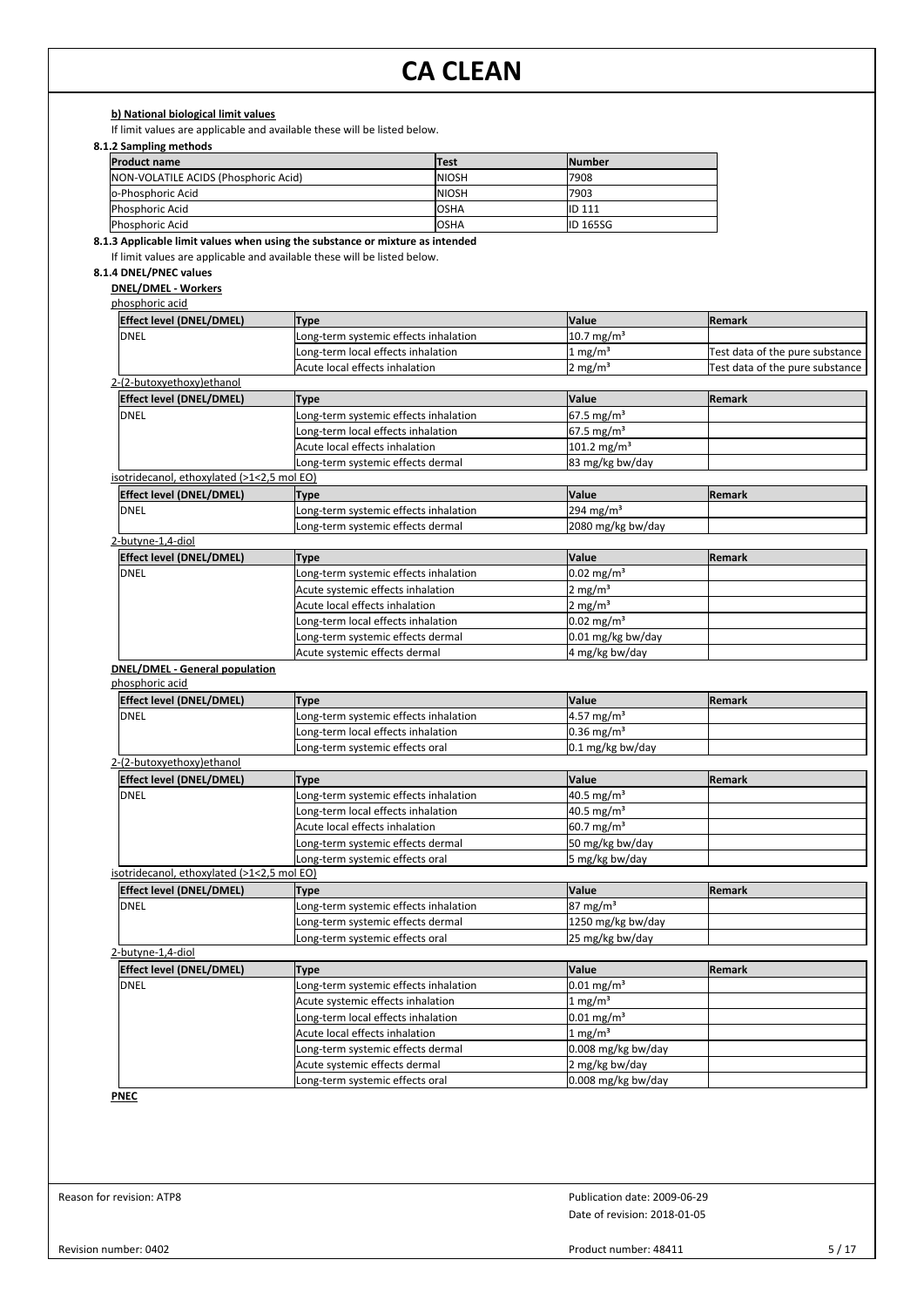**b) National biological limit values**

If limit values are applicable and available these will be listed below.

**8.1.2 Sampling methods**

| Product name | Test | Number |
|---|---|---|
| NON-VOLATILE ACIDS (Phosphoric Acid) | NIOSH | 7908 |
| o-Phosphoric Acid | NIOSH | 7903 |
| Phosphoric Acid | OSHA | ID 111 |
| Phosphoric Acid | OSHA | ID 165SG |

**8.1.3 Applicable limit values when using the substance or mixture as intended**

If limit values are applicable and available these will be listed below.

**8.1.4 DNEL/PNEC values**

**DNEL/DMEL - Workers**

phosphoric acid

| Effect level (DNEL/DMEL) | Type | Value | Remark |
|---|---|---|---|
| DNEL | Long-term systemic effects inhalation | 10.7 mg/m³ | |
| | Long-term local effects inhalation | 1 mg/m³ | Test data of the pure substance |
| | Acute local effects inhalation | 2 mg/m³ | Test data of the pure substance |

2-(2-butoxyethoxy)ethanol

| Effect level (DNEL/DMEL) | Type | Value | Remark |
|---|---|---|---|
| DNEL | Long-term systemic effects inhalation | 67.5 mg/m³ | |
| | Long-term local effects inhalation | 67.5 mg/m³ | |
| | Acute local effects inhalation | 101.2 mg/m³ | |
| | Long-term systemic effects dermal | 83 mg/kg bw/day | |

isotridecanol, ethoxylated (>1<2,5 mol EO)

| Effect level (DNEL/DMEL) | Type | Value | Remark |
|---|---|---|---|
| DNEL | Long-term systemic effects inhalation | 294 mg/m³ | |
| | Long-term systemic effects dermal | 2080 mg/kg bw/day | |

2-butyne-1,4-diol

| Effect level (DNEL/DMEL) | Type | Value | Remark |
|---|---|---|---|
| DNEL | Long-term systemic effects inhalation | 0.02 mg/m³ | |
| | Acute systemic effects inhalation | 2 mg/m³ | |
| | Acute local effects inhalation | 2 mg/m³ | |
| | Long-term local effects inhalation | 0.02 mg/m³ | |
| | Long-term systemic effects dermal | 0.01 mg/kg bw/day | |
| | Acute systemic effects dermal | 4 mg/kg bw/day | |

**DNEL/DMEL - General population**

phosphoric acid

| Effect level (DNEL/DMEL) | Type | Value | Remark |
|---|---|---|---|
| DNEL | Long-term systemic effects inhalation | 4.57 mg/m³ | |
| | Long-term local effects inhalation | 0.36 mg/m³ | |
| | Long-term systemic effects oral | 0.1 mg/kg bw/day | |

2-(2-butoxyethoxy)ethanol

| Effect level (DNEL/DMEL) | Type | Value | Remark |
|---|---|---|---|
| DNEL | Long-term systemic effects inhalation | 40.5 mg/m³ | |
| | Long-term local effects inhalation | 40.5 mg/m³ | |
| | Acute local effects inhalation | 60.7 mg/m³ | |
| | Long-term systemic effects dermal | 50 mg/kg bw/day | |
| | Long-term systemic effects oral | 5 mg/kg bw/day | |

isotridecanol, ethoxylated (>1<2,5 mol EO)

| Effect level (DNEL/DMEL) | Type | Value | Remark |
|---|---|---|---|
| DNEL | Long-term systemic effects inhalation | 87 mg/m³ | |
| | Long-term systemic effects dermal | 1250 mg/kg bw/day | |
| | Long-term systemic effects oral | 25 mg/kg bw/day | |

2-butyne-1,4-diol

| Effect level (DNEL/DMEL) | Type | Value | Remark |
|---|---|---|---|
| DNEL | Long-term systemic effects inhalation | 0.01 mg/m³ | |
| | Acute systemic effects inhalation | 1 mg/m³ | |
| | Long-term local effects inhalation | 0.01 mg/m³ | |
| | Acute local effects inhalation | 1 mg/m³ | |
| | Long-term systemic effects dermal | 0.008 mg/kg bw/day | |
| | Acute systemic effects dermal | 2 mg/kg bw/day | |
| | Long-term systemic effects oral | 0.008 mg/kg bw/day | |

**PNEC**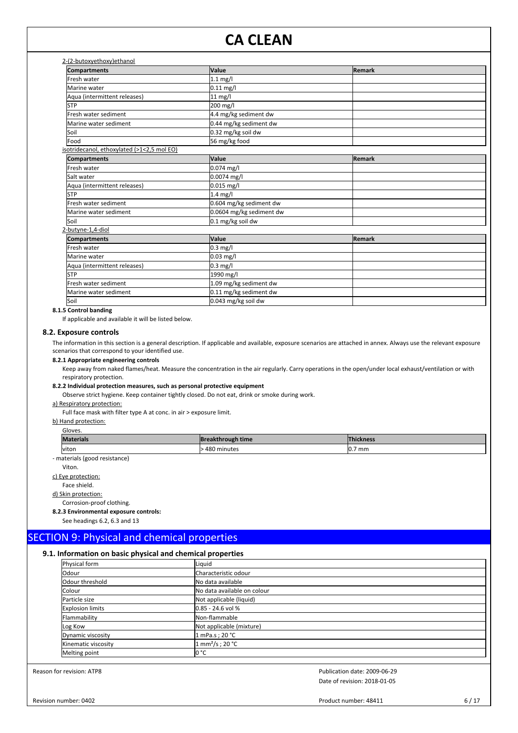2-(2-butoxyethoxy)ethanol

| Compartments | Value | Remark |
|---|---|---|
| Fresh water | 1.1 mg/l | |
| Marine water | 0.11 mg/l | |
| Aqua (intermittent releases) | 11 mg/l | |
| STP | 200 mg/l | |
| Fresh water sediment | 4.4 mg/kg sediment dw | |
| Marine water sediment | 0.44 mg/kg sediment dw | |
| Soil | 0.32 mg/kg soil dw | |
| Food | 56 mg/kg food | |

isotridecanol, ethoxylated (>1<2,5 mol EO)

| Compartments | Value | Remark |
|---|---|---|
| Fresh water | 0.074 mg/l | |
| Salt water | 0.0074 mg/l | |
| Aqua (intermittent releases) | 0.015 mg/l | |
| STP | 1.4 mg/l | |
| Fresh water sediment | 0.604 mg/kg sediment dw | |
| Marine water sediment | 0.0604 mg/kg sediment dw | |
| Soil | 0.1 mg/kg soil dw | |

2-butyne-1,4-diol

| Compartments | Value | Remark |
|---|---|---|
| Fresh water | 0.3 mg/l | |
| Marine water | 0.03 mg/l | |
| Aqua (intermittent releases) | 0.3 mg/l | |
| STP | 1990 mg/l | |
| Fresh water sediment | 1.09 mg/kg sediment dw | |
| Marine water sediment | 0.11 mg/kg sediment dw | |
| Soil | 0.043 mg/kg soil dw | |

**8.1.5 Control banding**

If applicable and available it will be listed below.

### 8.2. Exposure controls

The information in this section is a general description. If applicable and available, exposure scenarios are attached in annex. Always use the relevant exposure scenarios that correspond to your identified use.

**8.2.1 Appropriate engineering controls**

Keep away from naked flames/heat. Measure the concentration in the air regularly. Carry operations in the open/under local exhaust/ventilation or with respiratory protection.

**8.2.2 Individual protection measures, such as personal protective equipment**

Observe strict hygiene. Keep container tightly closed. Do not eat, drink or smoke during work.

a) Respiratory protection:

Full face mask with filter type A at conc. in air > exposure limit.

b) Hand protection:

Gloves.

| Materials | Breakthrough time | Thickness |
|---|---|---|
| viton | > 480 minutes | 0.7 mm |

- materials (good resistance)

Viton.

c) Eye protection:

Face shield.

d) Skin protection:

Corrosion-proof clothing.

**8.2.3 Environmental exposure controls:**

See headings 6.2, 6.3 and 13

## SECTION 9: Physical and chemical properties

### 9.1. Information on basic physical and chemical properties

| Physical form | Liquid |
|---|---|
| Odour | Characteristic odour |
| Odour threshold | No data available |
| Colour | No data available on colour |
| Particle size | Not applicable (liquid) |
| Explosion limits | 0.85 - 24.6 vol % |
| Flammability | Non-flammable |
| Log Kow | Not applicable (mixture) |
| Dynamic viscosity | 1 mPa.s ; 20 °C |
| Kinematic viscosity | 1 $mm^2/s$ ; 20 °C |
| Melting point | 0 °C |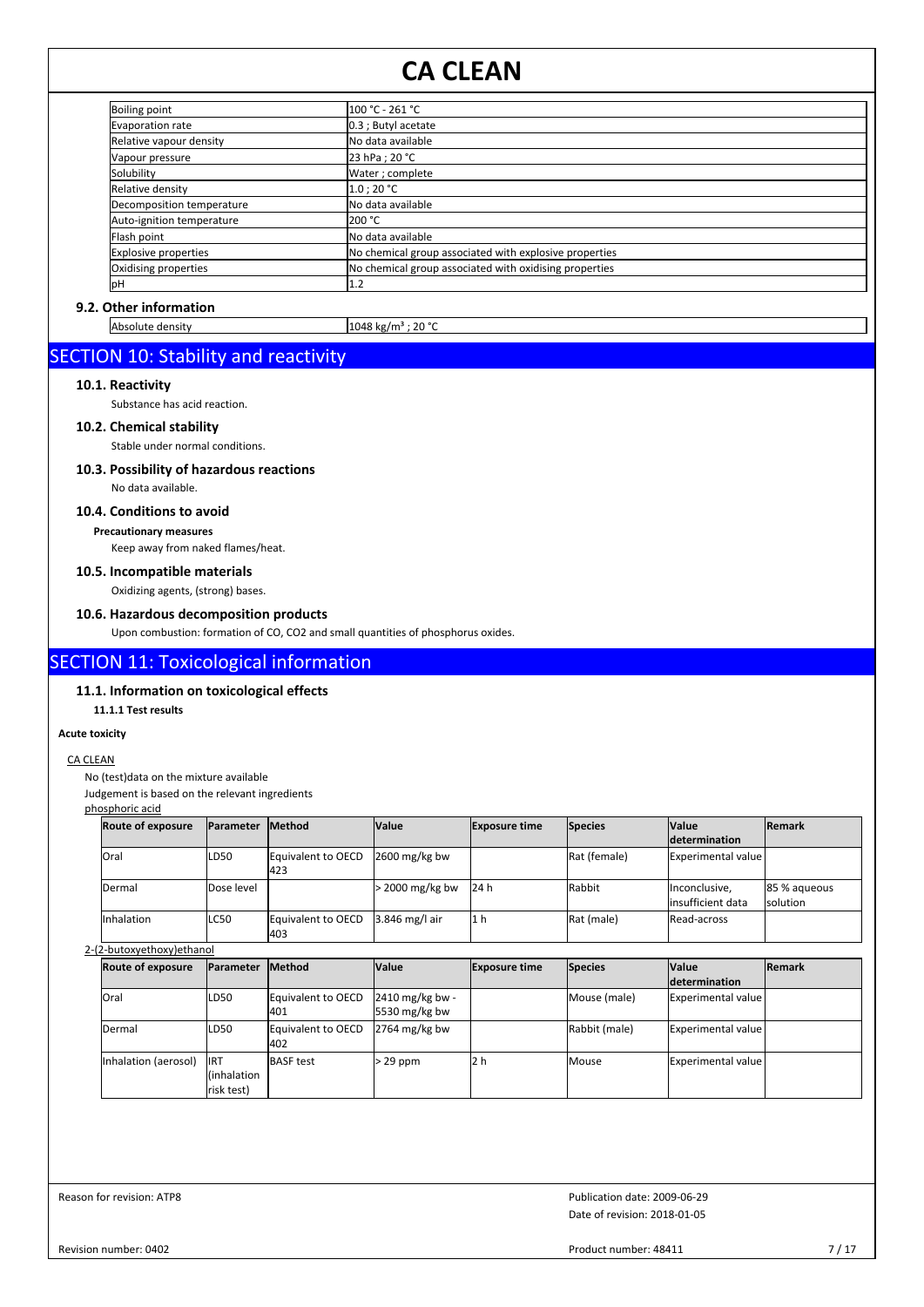| Boiling point | 100 °C - 261 °C |
|---|---|
| Evaporation rate | 0.3 ; Butyl acetate |
| Relative vapour density | No data available |
| Vapour pressure | 23 hPa ; 20 °C |
| Solubility | Water ; complete |
| Relative density | 1.0 ; 20 °C |
| Decomposition temperature | No data available |
| Auto-ignition temperature | 200 °C |
| Flash point | No data available |
| Explosive properties | No chemical group associated with explosive properties |
| Oxidising properties | No chemical group associated with oxidising properties |
| pH | 1.2 |

### 9.2. Other information

| Absolute density | 1048 kg/m³ ; 20 °C |
|---|---|

## SECTION 10: Stability and reactivity

### 10.1. Reactivity

Substance has acid reaction.

### 10.2. Chemical stability

Stable under normal conditions.

### 10.3. Possibility of hazardous reactions

No data available.

### 10.4. Conditions to avoid

**Precautionary measures**

Keep away from naked flames/heat.

### 10.5. Incompatible materials

Oxidizing agents, (strong) bases.

### 10.6. Hazardous decomposition products

Upon combustion: formation of CO, $CO_2$ and small quantities of phosphorus oxides.

## SECTION 11: Toxicological information

### 11.1. Information on toxicological effects

**11.1.1 Test results**

**Acute toxicity**

CA CLEAN

No (test)data on the mixture available

Judgement is based on the relevant ingredients

phosphoric acid

| Route of exposure | Parameter | Method | Value | Exposure time | Species | Value determination | Remark |
|---|---|---|---|---|---|---|---|
| Oral | LD50 | Equivalent to OECD 423 | 2600 mg/kg bw | | Rat (female) | Experimental value | |
| Dermal | Dose level | | > 2000 mg/kg bw | 24 h | Rabbit | Inconclusive, insufficient data | 85 % aqueous solution |
| Inhalation | LC50 | Equivalent to OECD 403 | 3.846 mg/l air | 1 h | Rat (male) | Read-across | |

2-(2-butoxyethoxy)ethanol

| Route of exposure | Parameter | Method | Value | Exposure time | Species | Value determination | Remark |
|---|---|---|---|---|---|---|---|
| Oral | LD50 | Equivalent to OECD 401 | 2410 mg/kg bw - 5530 mg/kg bw | | Mouse (male) | Experimental value | |
| Dermal | LD50 | Equivalent to OECD 402 | 2764 mg/kg bw | | Rabbit (male) | Experimental value | |
| Inhalation (aerosol) | IRT (inhalation risk test) | BASF test | > 29 ppm | 2 h | Mouse | Experimental value | |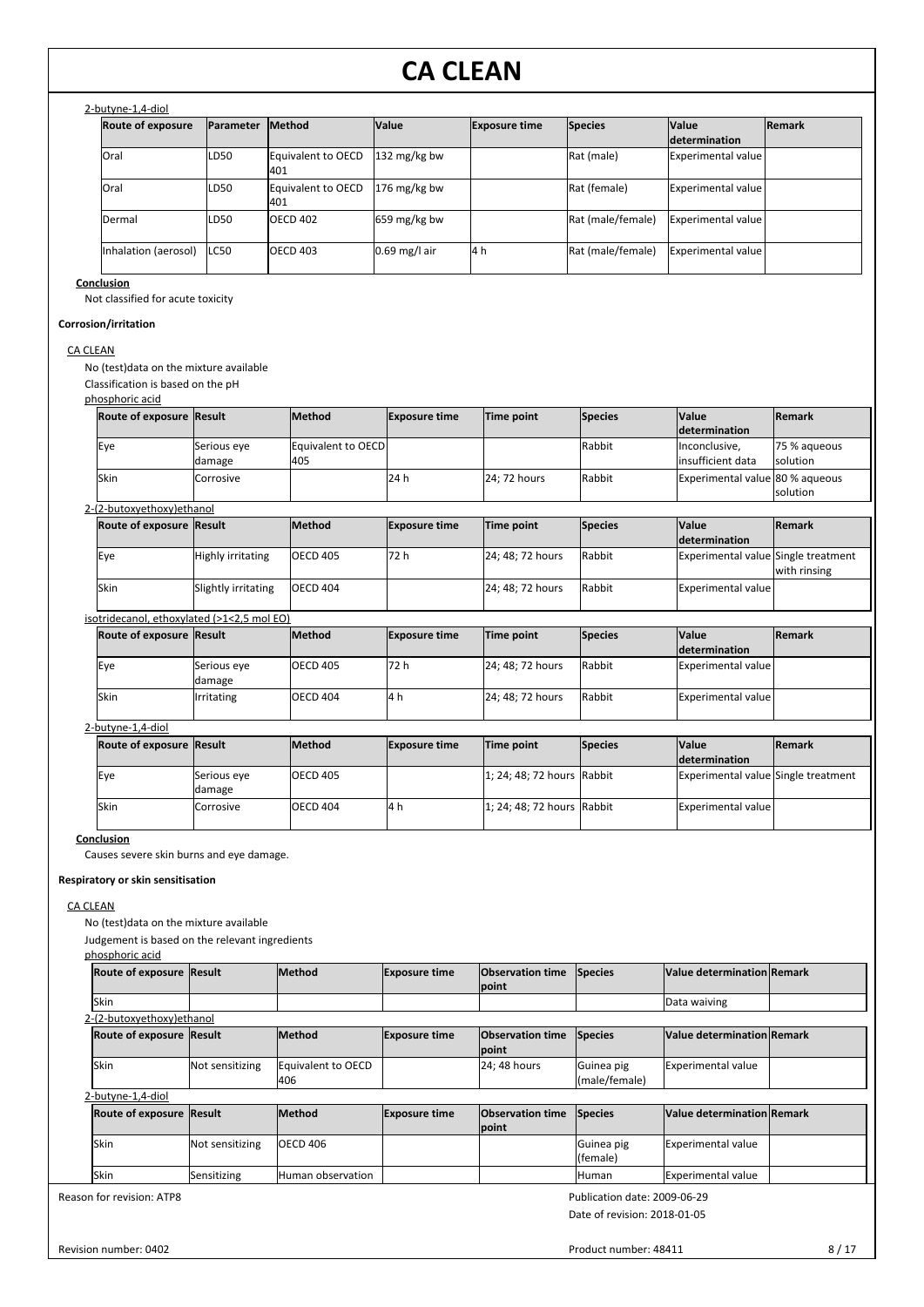2-butyne-1,4-diol

| Route of exposure | Parameter | Method | Value | Exposure time | Species | Value determination | Remark |
|---|---|---|---|---|---|---|---|
| Oral | LD50 | Equivalent to OECD 401 | 132 mg/kg bw | | Rat (male) | Experimental value | |
| Oral | LD50 | Equivalent to OECD 401 | 176 mg/kg bw | | Rat (female) | Experimental value | |
| Dermal | LD50 | OECD 402 | 659 mg/kg bw | | Rat (male/female) | Experimental value | |
| Inhalation (aerosol) | LC50 | OECD 403 | 0.69 mg/l air | 4 h | Rat (male/female) | Experimental value | |

**Conclusion**

Not classified for acute toxicity

**Corrosion/irritation**

CA CLEAN

No (test)data on the mixture available

Classification is based on the pH

phosphoric acid

| Route of exposure | Result | Method | Exposure time | Time point | Species | Value determination | Remark |
|---|---|---|---|---|---|---|---|
| Eye | Serious eye damage | Equivalent to OECD 405 | | | Rabbit | Inconclusive, insufficient data | 75 % aqueous solution |
| Skin | Corrosive | | 24 h | 24; 72 hours | Rabbit | Experimental value | 80 % aqueous solution |

2-(2-butoxyethoxy)ethanol

| Route of exposure | Result | Method | Exposure time | Time point | Species | Value determination | Remark |
|---|---|---|---|---|---|---|---|
| Eye | Highly irritating | OECD 405 | 72 h | 24; 48; 72 hours | Rabbit | Experimental value | Single treatment with rinsing |
| Skin | Slightly irritating | OECD 404 | | 24; 48; 72 hours | Rabbit | Experimental value | |

isotridecanol, ethoxylated (>1<2,5 mol EO)

| Route of exposure | Result | Method | Exposure time | Time point | Species | Value determination | Remark |
|---|---|---|---|---|---|---|---|
| Eye | Serious eye damage | OECD 405 | 72 h | 24; 48; 72 hours | Rabbit | Experimental value | |
| Skin | Irritating | OECD 404 | 4 h | 24; 48; 72 hours | Rabbit | Experimental value | |

2-butyne-1,4-diol

| Route of exposure | Result | Method | Exposure time | Time point | Species | Value determination | Remark |
|---|---|---|---|---|---|---|---|
| Eye | Serious eye damage | OECD 405 | | 1; 24; 48; 72 hours | Rabbit | Experimental value | Single treatment |
| Skin | Corrosive | OECD 404 | 4 h | 1; 24; 48; 72 hours | Rabbit | Experimental value | |

**Conclusion**

Causes severe skin burns and eye damage.

**Respiratory or skin sensitisation**

CA CLEAN

No (test)data on the mixture available

Judgement is based on the relevant ingredients

phosphoric acid

| Route of exposure | Result | Method | Exposure time | Observation time point | Species | Value determination | Remark |
|---|---|---|---|---|---|---|---|
| Skin | | | | | | Data waiving | |

2-(2-butoxyethoxy)ethanol

| Route of exposure | Result | Method | Exposure time | Observation time point | Species | Value determination | Remark |
|---|---|---|---|---|---|---|---|
| Skin | Not sensitizing | Equivalent to OECD 406 | | 24; 48 hours | Guinea pig (male/female) | Experimental value | |

2-butyne-1,4-diol

| Route of exposure | Result | Method | Exposure time | Observation time point | Species | Value determination | Remark |
|---|---|---|---|---|---|---|---|
| Skin | Not sensitizing | OECD 406 | | | Guinea pig (female) | Experimental value | |
| Skin | Sensitizing | Human observation | | | Human | Experimental value | |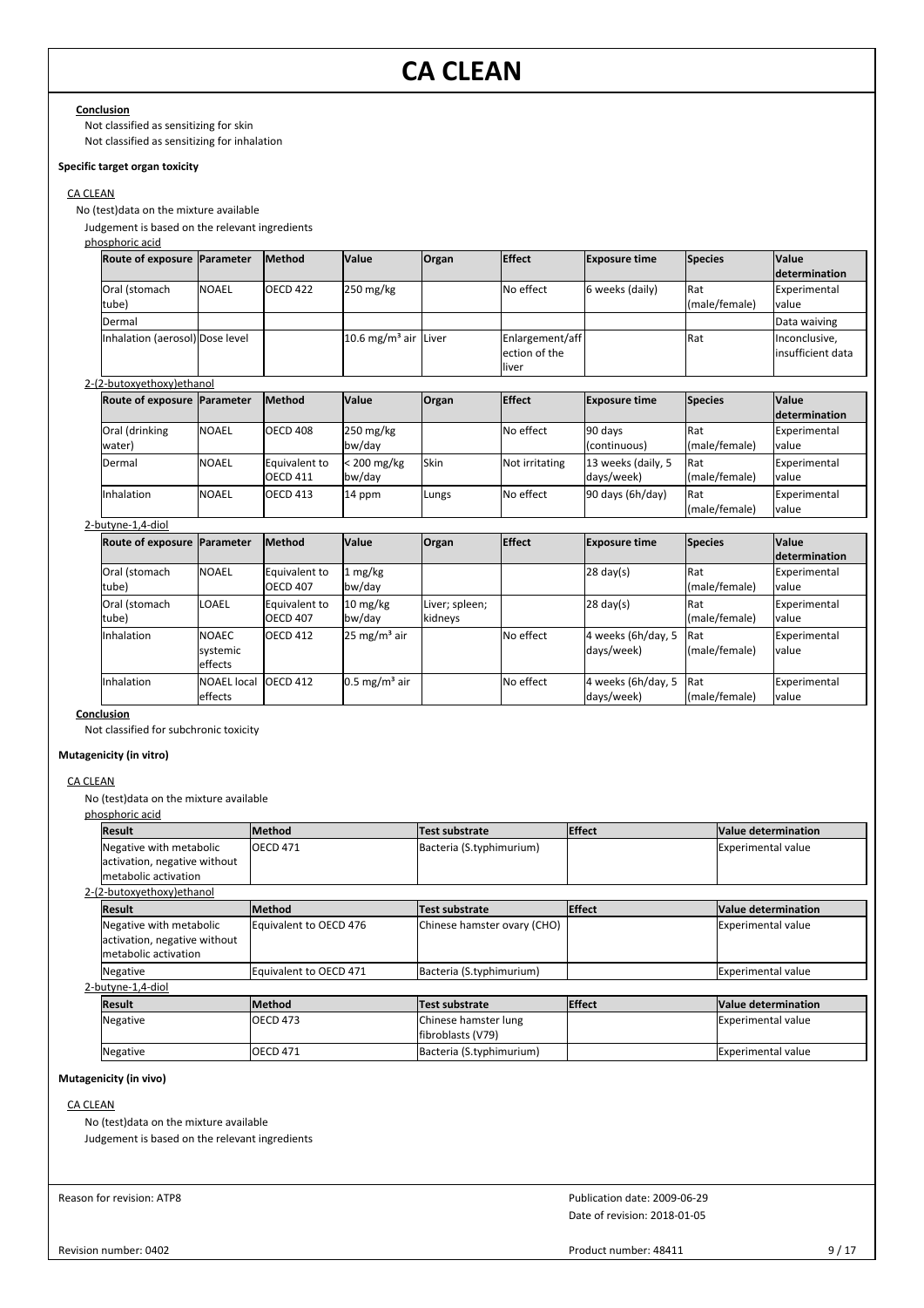**Conclusion**

Not classified as sensitizing for skin

Not classified as sensitizing for inhalation

**Specific target organ toxicity**

CA CLEAN

No (test)data on the mixture available

Judgement is based on the relevant ingredients

phosphoric acid

| Route of exposure | Parameter | Method | Value | Organ | Effect | Exposure time | Species | Value determination |
|---|---|---|---|---|---|---|---|---|
| Oral (stomach tube) | NOAEL | OECD 422 | 250 mg/kg | | No effect | 6 weeks (daily) | Rat (male/female) | Experimental value |
| Dermal | | | | | | | | Data waiving |
| Inhalation (aerosol) | Dose level | | 10.6 mg/m³ air | Liver | Enlargement/affection of the liver | | Rat | Inconclusive, insufficient data |

2-(2-butoxyethoxy)ethanol

| Route of exposure | Parameter | Method | Value | Organ | Effect | Exposure time | Species | Value determination |
|---|---|---|---|---|---|---|---|---|
| Oral (drinking water) | NOAEL | OECD 408 | 250 mg/kg bw/day | | No effect | 90 days (continuous) | Rat (male/female) | Experimental value |
| Dermal | NOAEL | Equivalent to OECD 411 | < 200 mg/kg bw/day | Skin | Not irritating | 13 weeks (daily, 5 days/week) | Rat (male/female) | Experimental value |
| Inhalation | NOAEL | OECD 413 | 14 ppm | Lungs | No effect | 90 days (6h/day) | Rat (male/female) | Experimental value |

2-butyne-1,4-diol

| Route of exposure | Parameter | Method | Value | Organ | Effect | Exposure time | Species | Value determination |
|---|---|---|---|---|---|---|---|---|
| Oral (stomach tube) | NOAEL | Equivalent to OECD 407 | 1 mg/kg bw/day | | | 28 day(s) | Rat (male/female) | Experimental value |
| Oral (stomach tube) | LOAEL | Equivalent to OECD 407 | 10 mg/kg bw/day | Liver; spleen; kidneys | | 28 day(s) | Rat (male/female) | Experimental value |
| Inhalation | NOAEC systemic effects | OECD 412 | 25 mg/m³ air | | No effect | 4 weeks (6h/day, 5 days/week) | Rat (male/female) | Experimental value |
| Inhalation | NOAEL local effects | OECD 412 | 0.5 mg/m³ air | | No effect | 4 weeks (6h/day, 5 days/week) | Rat (male/female) | Experimental value |

**Conclusion**

Not classified for subchronic toxicity

**Mutagenicity (in vitro)**

CA CLEAN

No (test)data on the mixture available

phosphoric acid

| Result | Method | Test substrate | Effect | Value determination |
|---|---|---|---|---|
| Negative with metabolic activation, negative without metabolic activation | OECD 471 | Bacteria (S.typhimurium) | | Experimental value |

2-(2-butoxyethoxy)ethanol

| Result | Method | Test substrate | Effect | Value determination |
|---|---|---|---|---|
| Negative with metabolic activation, negative without metabolic activation | Equivalent to OECD 476 | Chinese hamster ovary (CHO) | | Experimental value |
| Negative | Equivalent to OECD 471 | Bacteria (S.typhimurium) | | Experimental value |

2-butyne-1,4-diol

| Result | Method | Test substrate | Effect | Value determination |
|---|---|---|---|---|
| Negative | OECD 473 | Chinese hamster lung fibroblasts (V79) | | Experimental value |
| Negative | OECD 471 | Bacteria (S.typhimurium) | | Experimental value |

**Mutagenicity (in vivo)**

CA CLEAN

No (test)data on the mixture available

Judgement is based on the relevant ingredients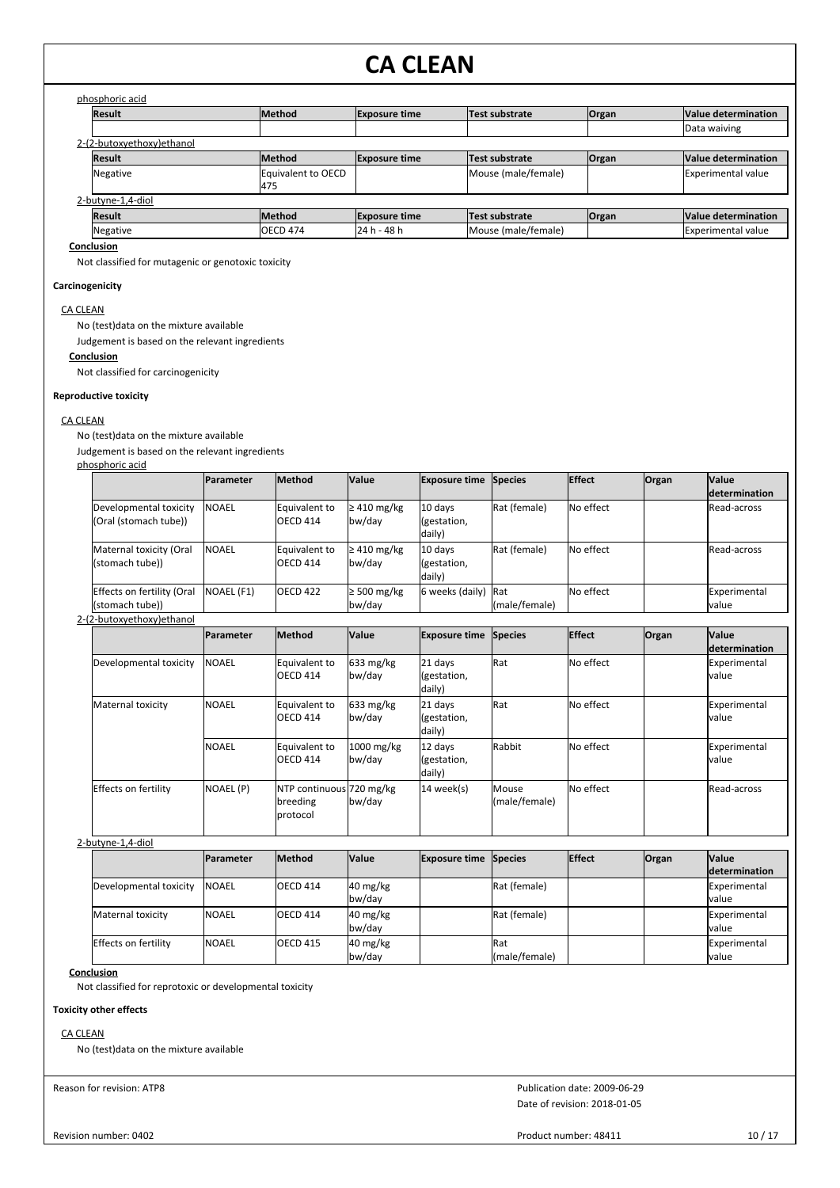phosphoric acid

| Result | Method | Exposure time | Test substrate | Organ | Value determination |
|---|---|---|---|---|---|
| | | | | | Data waiving |

2-(2-butoxyethoxy)ethanol

| Result | Method | Exposure time | Test substrate | Organ | Value determination |
|---|---|---|---|---|---|
| Negative | Equivalent to OECD 475 | | Mouse (male/female) | | Experimental value |

2-butyne-1,4-diol

| Result | Method | Exposure time | Test substrate | Organ | Value determination |
|---|---|---|---|---|---|
| Negative | OECD 474 | 24 h - 48 h | Mouse (male/female) | | Experimental value |

**Conclusion**

Not classified for mutagenic or genotoxic toxicity

**Carcinogenicity**

CA CLEAN

No (test)data on the mixture available

Judgement is based on the relevant ingredients

**Conclusion**

Not classified for carcinogenicity

**Reproductive toxicity**

CA CLEAN

No (test)data on the mixture available

Judgement is based on the relevant ingredients

phosphoric acid

| | Parameter | Method | Value | Exposure time | Species | Effect | Organ | Value determination |
|---|---|---|---|---|---|---|---|---|
| Developmental toxicity (Oral (stomach tube)) | NOAEL | Equivalent to OECD 414 | ≥ 410 mg/kg bw/day | 10 days (gestation, daily) | Rat (female) | No effect | | Read-across |
| Maternal toxicity (Oral (stomach tube)) | NOAEL | Equivalent to OECD 414 | ≥ 410 mg/kg bw/day | 10 days (gestation, daily) | Rat (female) | No effect | | Read-across |
| Effects on fertility (Oral (stomach tube)) | NOAEL (F1) | OECD 422 | ≥ 500 mg/kg bw/day | 6 weeks (daily) | Rat (male/female) | No effect | | Experimental value |

2-(2-butoxyethoxy)ethanol

| | Parameter | Method | Value | Exposure time | Species | Effect | Organ | Value determination |
|---|---|---|---|---|---|---|---|---|
| Developmental toxicity | NOAEL | Equivalent to OECD 414 | 633 mg/kg bw/day | 21 days (gestation, daily) | Rat | No effect | | Experimental value |
| Maternal toxicity | NOAEL | Equivalent to OECD 414 | 633 mg/kg bw/day | 21 days (gestation, daily) | Rat | No effect | | Experimental value |
| | NOAEL | Equivalent to OECD 414 | 1000 mg/kg bw/day | 12 days (gestation, daily) | Rabbit | No effect | | Experimental value |
| Effects on fertility | NOAEL (P) | NTP continuous breeding protocol | 720 mg/kg bw/day | 14 week(s) | Mouse (male/female) | No effect | | Read-across |

2-butyne-1,4-diol

| | Parameter | Method | Value | Exposure time | Species | Effect | Organ | Value determination |
|---|---|---|---|---|---|---|---|---|
| Developmental toxicity | NOAEL | OECD 414 | 40 mg/kg bw/day | | Rat (female) | | | Experimental value |
| Maternal toxicity | NOAEL | OECD 414 | 40 mg/kg bw/day | | Rat (female) | | | Experimental value |
| Effects on fertility | NOAEL | OECD 415 | 40 mg/kg bw/day | | Rat (male/female) | | | Experimental value |

**Conclusion**

Not classified for reprotoxic or developmental toxicity

**Toxicity other effects**

CA CLEAN

No (test)data on the mixture available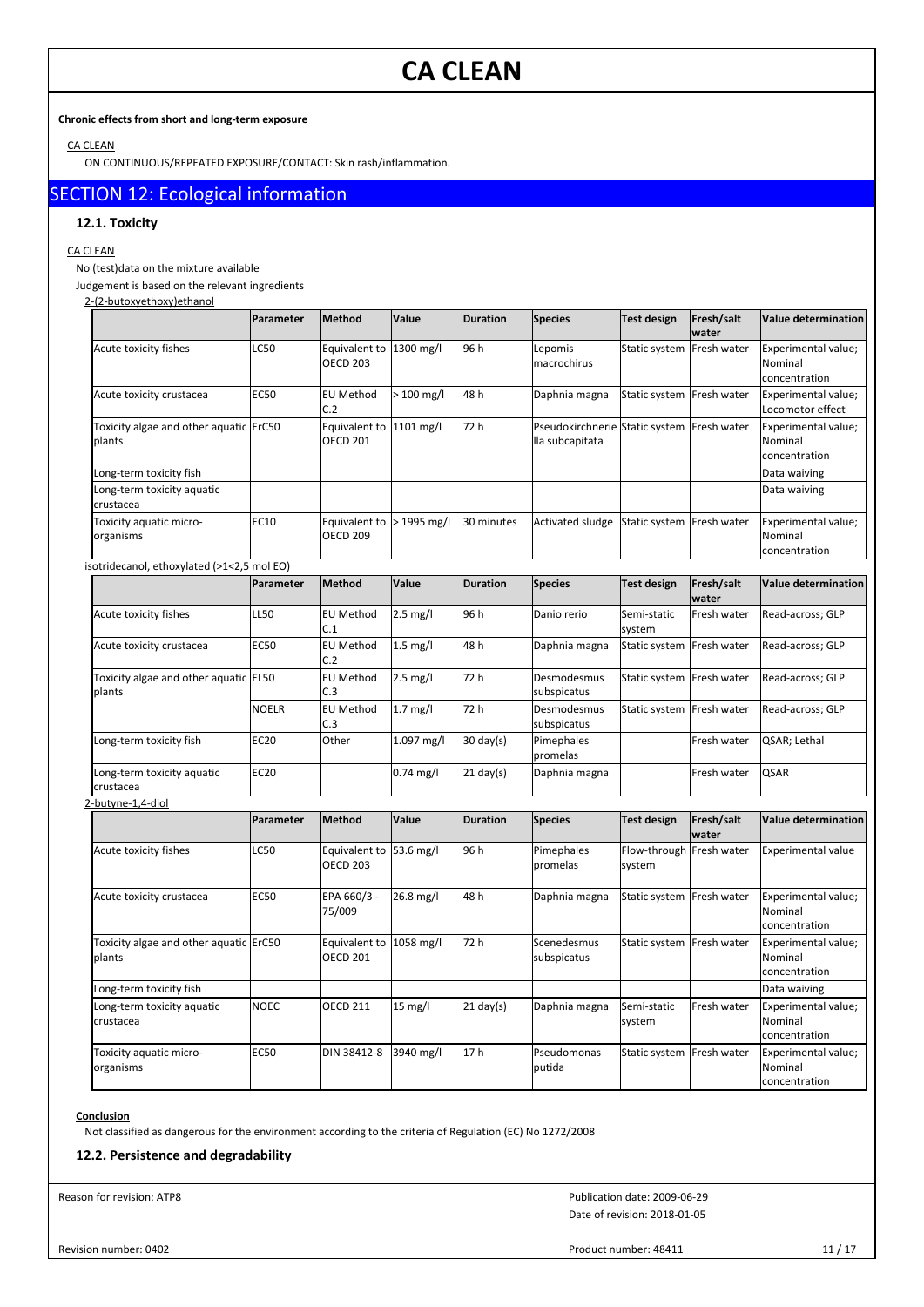## CA CLEAN

**Chronic effects from short and long-term exposure**

CA CLEAN

ON CONTINUOUS/REPEATED EXPOSURE/CONTACT: Skin rash/inflammation.

# SECTION 12: Ecological information

### 12.1. Toxicity

CA CLEAN

No (test)data on the mixture available

Judgement is based on the relevant ingredients

2-(2-butoxyethoxy)ethanol

| | Parameter | Method | Value | Duration | Species | Test design | Fresh/salt water | Value determination |
|---|---|---|---|---|---|---|---|---|
| Acute toxicity fishes | LC50 | Equivalent to OECD 203 | 1300 mg/l | 96 h | Lepomis macrochirus | Static system | Fresh water | Experimental value; Nominal concentration |
| Acute toxicity crustacea | EC50 | EU Method C.2 | > 100 mg/l | 48 h | Daphnia magna | Static system | Fresh water | Experimental value; Locomotor effect |
| Toxicity algae and other aquatic plants | ErC50 | Equivalent to OECD 201 | 1101 mg/l | 72 h | Pseudokirchneriella subcapitata | Static system | Fresh water | Experimental value; Nominal concentration |
| Long-term toxicity fish | | | | | | | | Data waiving |
| Long-term toxicity aquatic crustacea | | | | | | | | Data waiving |
| Toxicity aquatic micro-organisms | EC10 | Equivalent to OECD 209 | > 1995 mg/l | 30 minutes | Activated sludge | Static system | Fresh water | Experimental value; Nominal concentration |

isotridecanol, ethoxylated (>1<2,5 mol EO)

| | Parameter | Method | Value | Duration | Species | Test design | Fresh/salt water | Value determination |
|---|---|---|---|---|---|---|---|---|
| Acute toxicity fishes | LL50 | EU Method C.1 | 2.5 mg/l | 96 h | Danio rerio | Semi-static system | Fresh water | Read-across; GLP |
| Acute toxicity crustacea | EC50 | EU Method C.2 | 1.5 mg/l | 48 h | Daphnia magna | Static system | Fresh water | Read-across; GLP |
| Toxicity algae and other aquatic plants | EL50 | EU Method C.3 | 2.5 mg/l | 72 h | Desmodesmus subspicatus | Static system | Fresh water | Read-across; GLP |
| | NOELR | EU Method C.3 | 1.7 mg/l | 72 h | Desmodesmus subspicatus | Static system | Fresh water | Read-across; GLP |
| Long-term toxicity fish | EC20 | Other | 1.097 mg/l | 30 day(s) | Pimephales promelas | | Fresh water | QSAR; Lethal |
| Long-term toxicity aquatic crustacea | EC20 | | 0.74 mg/l | 21 day(s) | Daphnia magna | | Fresh water | QSAR |

2-butyne-1,4-diol

| | Parameter | Method | Value | Duration | Species | Test design | Fresh/salt water | Value determination |
|---|---|---|---|---|---|---|---|---|
| Acute toxicity fishes | LC50 | Equivalent to OECD 203 | 53.6 mg/l | 96 h | Pimephales promelas | Flow-through system | Fresh water | Experimental value |
| Acute toxicity crustacea | EC50 | EPA 660/3 - 75/009 | 26.8 mg/l | 48 h | Daphnia magna | Static system | Fresh water | Experimental value; Nominal concentration |
| Toxicity algae and other aquatic plants | ErC50 | Equivalent to OECD 201 | 1058 mg/l | 72 h | Scenedesmus subspicatus | Static system | Fresh water | Experimental value; Nominal concentration |
| Long-term toxicity fish | | | | | | | | Data waiving |
| Long-term toxicity aquatic crustacea | NOEC | OECD 211 | 15 mg/l | 21 day(s) | Daphnia magna | Semi-static system | Fresh water | Experimental value; Nominal concentration |
| Toxicity aquatic micro-organisms | EC50 | DIN 38412-8 | 3940 mg/l | 17 h | Pseudomonas putida | Static system | Fresh water | Experimental value; Nominal concentration |

**Conclusion**

Not classified as dangerous for the environment according to the criteria of Regulation (EC) No 1272/2008

### 12.2. Persistence and degradability

Reason for revision: ATP8

Publication date: 2009-06-29
Date of revision: 2018-01-05

Revision number: 0402

Product number: 48411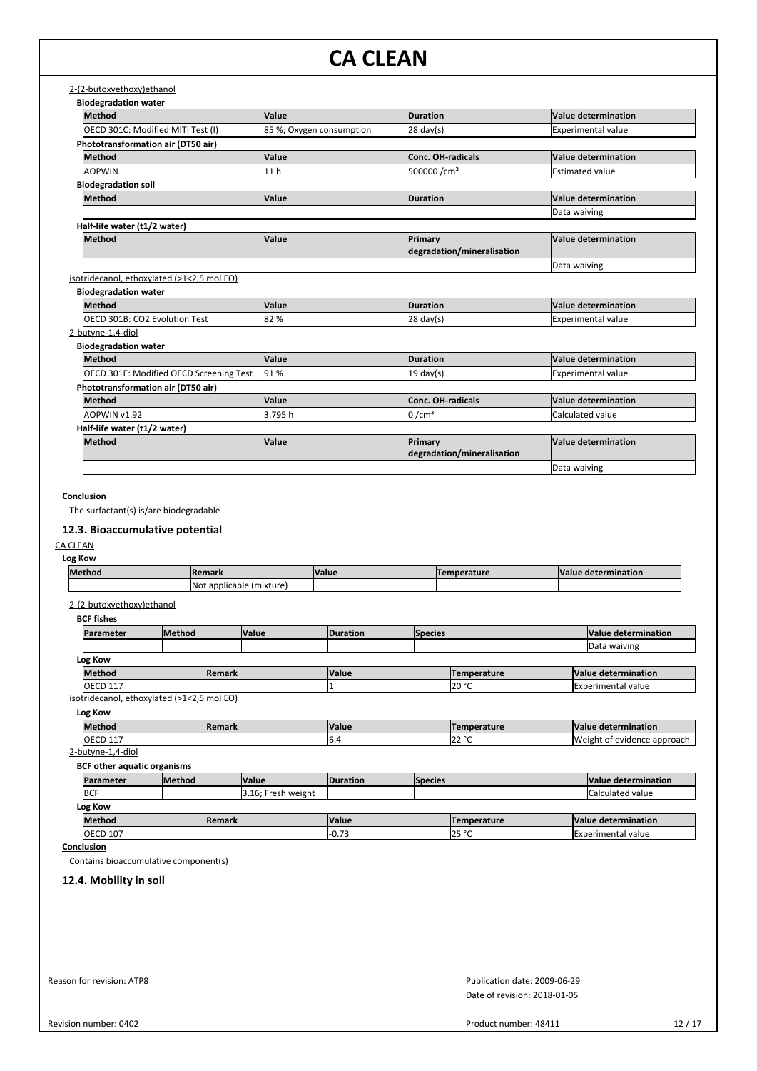2-(2-butoxyethoxy)ethanol

**Biodegradation water**

| Method | Value | Duration | Value determination |
|---|---|---|---|
| OECD 301C: Modified MITI Test (I) | 85 %; Oxygen consumption | 28 day(s) | Experimental value |

**Phototransformation air (DT50 air)**

| Method | Value | Conc. OH-radicals | Value determination |
|---|---|---|---|
| AOPWIN | 11 h | 500000 /cm³ | Estimated value |

**Biodegradation soil**

| Method | Value | Duration | Value determination |
|---|---|---|---|
| | | | Data waiving |

**Half-life water (t1/2 water)**

| Method | Value | Primary degradation/mineralisation | Value determination |
|---|---|---|---|
| | | | Data waiving |

isotridecanol, ethoxylated (>1<2,5 mol EO)

**Biodegradation water**

| Method | Value | Duration | Value determination |
|---|---|---|---|
| OECD 301B: CO2 Evolution Test | 82 % | 28 day(s) | Experimental value |

2-butyne-1,4-diol

**Biodegradation water**

| Method | Value | Duration | Value determination |
|---|---|---|---|
| OECD 301E: Modified OECD Screening Test | 91 % | 19 day(s) | Experimental value |

**Phototransformation air (DT50 air)**

| Method | Value | Conc. OH-radicals | Value determination |
|---|---|---|---|
| AOPWIN v1.92 | 3.795 h | 0 /cm³ | Calculated value |

**Half-life water (t1/2 water)**

| Method | Value | Primary degradation/mineralisation | Value determination |
|---|---|---|---|
| | | | Data waiving |

**Conclusion**

The surfactant(s) is/are biodegradable

## 12.3. Bioaccumulative potential

CA CLEAN

**Log Kow**

| Method | Remark | Value | Temperature | Value determination |
|---|---|---|---|---|
| | Not applicable (mixture) | | | |

2-(2-butoxyethoxy)ethanol

**BCF fishes**

| Parameter | Method | Value | Duration | Species | Value determination |
|---|---|---|---|---|---|
| | | | | | Data waiving |

**Log Kow**

| Method | Remark | Value | Temperature | Value determination |
|---|---|---|---|---|
| OECD 117 | | 1 | 20 °C | Experimental value |

isotridecanol, ethoxylated (>1<2,5 mol EO)

**Log Kow**

| Method | Remark | Value | Temperature | Value determination |
|---|---|---|---|---|
| OECD 117 | | 6.4 | 22 °C | Weight of evidence approach |

2-butyne-1,4-diol

**BCF other aquatic organisms**

| Parameter | Method | Value | Duration | Species | Value determination |
|---|---|---|---|---|---|
| BCF | | 3.16; Fresh weight | | | Calculated value |

**Log Kow**

| Method | Remark | Value | Temperature | Value determination |
|---|---|---|---|---|
| OECD 107 | | -0.73 | 25 °C | Experimental value |

**Conclusion**

Contains bioaccumulative component(s)

## 12.4. Mobility in soil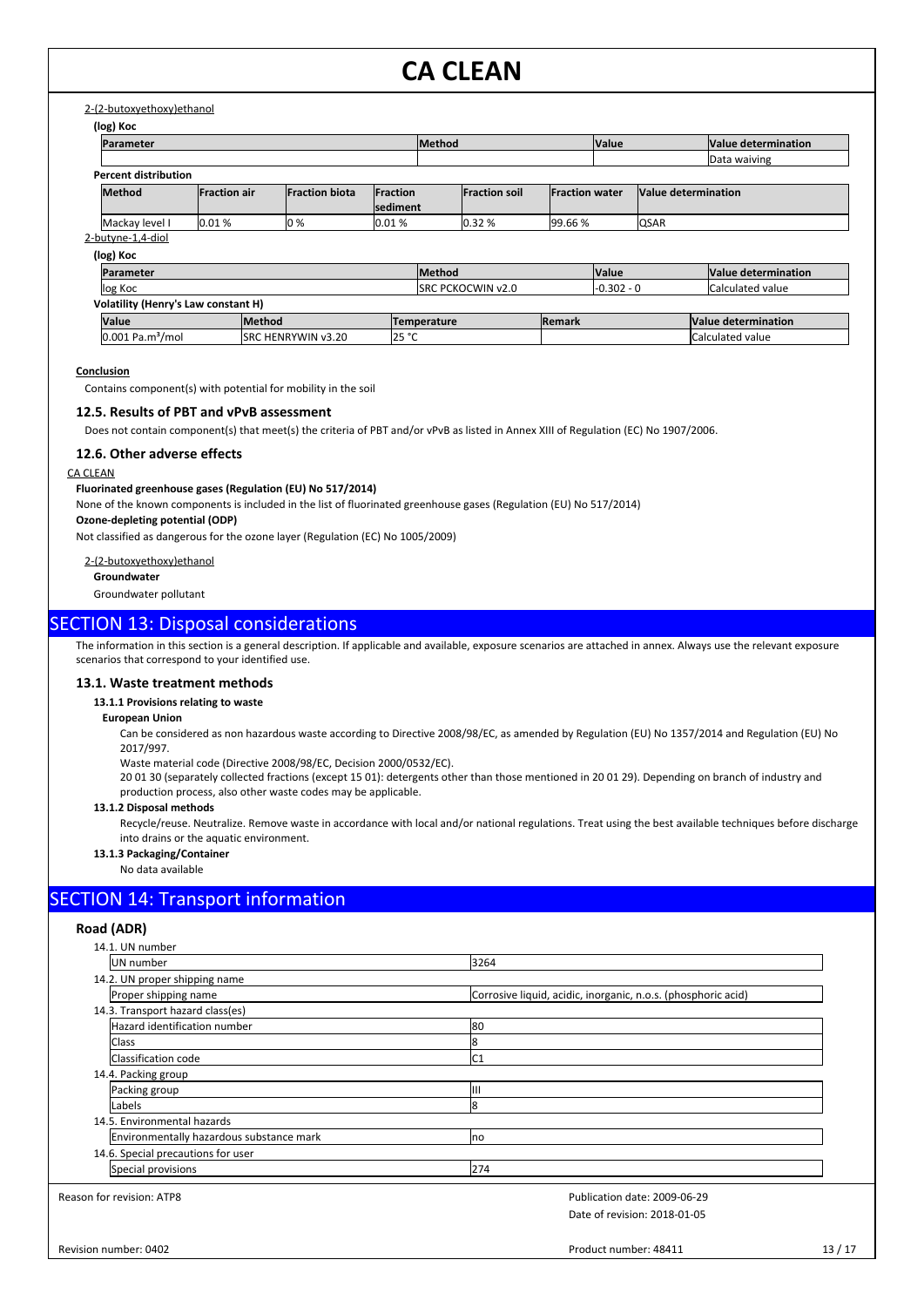2-(2-butoxyethoxy)ethanol

**(log) Koc**

| Parameter | Method | Value | Value determination |
| --- | --- | --- | --- |
| | | | Data waiving |

**Percent distribution**

| Method | Fraction air | Fraction biota | Fraction sediment | Fraction soil | Fraction water | Value determination |
| --- | --- | --- | --- | --- | --- | --- |
| Mackay level I | 0.01 % | 0 % | 0.01 % | 0.32 % | 99.66 % | QSAR |

2-butyne-1,4-diol

**(log) Koc**

| Parameter | Method | Value | Value determination |
| --- | --- | --- | --- |
| log Koc | SRC PCKOCWIN v2.0 | -0.302 - 0 | Calculated value |

**Volatility (Henry's Law constant H)**

| Value | Method | Temperature | Remark | Value determination |
| --- | --- | --- | --- | --- |
| 0.001 Pa.m³/mol | SRC HENRYWIN v3.20 | 25 °C | | Calculated value |

**Conclusion**

Contains component(s) with potential for mobility in the soil

### 12.5. Results of PBT and vPvB assessment

Does not contain component(s) that meet(s) the criteria of PBT and/or vPvB as listed in Annex XIII of Regulation (EC) No 1907/2006.

### 12.6. Other adverse effects

CA CLEAN

**Fluorinated greenhouse gases (Regulation (EU) No 517/2014)**

None of the known components is included in the list of fluorinated greenhouse gases (Regulation (EU) No 517/2014)

**Ozone-depleting potential (ODP)**

Not classified as dangerous for the ozone layer (Regulation (EC) No 1005/2009)

2-(2-butoxyethoxy)ethanol

**Groundwater**

Groundwater pollutant

## SECTION 13: Disposal considerations

The information in this section is a general description. If applicable and available, exposure scenarios are attached in annex. Always use the relevant exposure scenarios that correspond to your identified use.

### 13.1. Waste treatment methods

**13.1.1 Provisions relating to waste**

**European Union**

Can be considered as non hazardous waste according to Directive 2008/98/EC, as amended by Regulation (EU) No 1357/2014 and Regulation (EU) No 2017/997.

Waste material code (Directive 2008/98/EC, Decision 2000/0532/EC).

20 01 30 (separately collected fractions (except 15 01): detergents other than those mentioned in 20 01 29). Depending on branch of industry and production process, also other waste codes may be applicable.

**13.1.2 Disposal methods**

Recycle/reuse. Neutralize. Remove waste in accordance with local and/or national regulations. Treat using the best available techniques before discharge into drains or the aquatic environment.

**13.1.3 Packaging/Container**

No data available

## SECTION 14: Transport information

### Road (ADR)

| | |
| --- | --- |
| **14.1. UN number** | |
| UN number | 3264 |
| **14.2. UN proper shipping name** | |
| Proper shipping name | Corrosive liquid, acidic, inorganic, n.o.s. (phosphoric acid) |
| **14.3. Transport hazard class(es)** | |
| Hazard identification number | 80 |
| Class | 8 |
| Classification code | C1 |
| **14.4. Packing group** | |
| Packing group | III |
| Labels | 8 |
| **14.5. Environmental hazards** | |
| Environmentally hazardous substance mark | no |
| **14.6. Special precautions for user** | |
| Special provisions | 274 |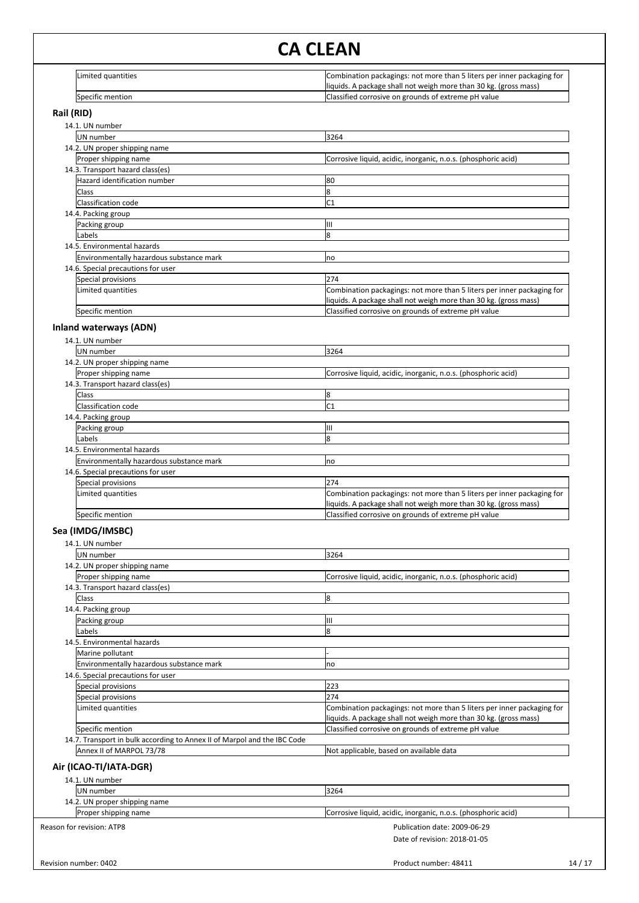| | |
|---|---|
| Limited quantities | Combination packagings: not more than 5 liters per inner packaging for liquids. A package shall not weigh more than 30 kg. (gross mass) |
| Specific mention | Classified corrosive on grounds of extreme pH value |

### Rail (RID)

14.1. UN number

| | |
|---|---|
| UN number | 3264 |

14.2. UN proper shipping name

| | |
|---|---|
| Proper shipping name | Corrosive liquid, acidic, inorganic, n.o.s. (phosphoric acid) |

14.3. Transport hazard class(es)

| | |
|---|---|
| Hazard identification number | 80 |
| Class | 8 |
| Classification code | C1 |

14.4. Packing group

| | |
|---|---|
| Packing group | III |
| Labels | 8 |

14.5. Environmental hazards

| | |
|---|---|
| Environmentally hazardous substance mark | no |

14.6. Special precautions for user

| | |
|---|---|
| Special provisions | 274 |
| Limited quantities | Combination packagings: not more than 5 liters per inner packaging for liquids. A package shall not weigh more than 30 kg. (gross mass) |
| Specific mention | Classified corrosive on grounds of extreme pH value |

### Inland waterways (ADN)

14.1. UN number

| | |
|---|---|
| UN number | 3264 |

14.2. UN proper shipping name

| | |
|---|---|
| Proper shipping name | Corrosive liquid, acidic, inorganic, n.o.s. (phosphoric acid) |

14.3. Transport hazard class(es)

| | |
|---|---|
| Class | 8 |
| Classification code | C1 |

14.4. Packing group

| | |
|---|---|
| Packing group | III |
| Labels | 8 |

14.5. Environmental hazards

| | |
|---|---|
| Environmentally hazardous substance mark | no |

14.6. Special precautions for user

| | |
|---|---|
| Special provisions | 274 |
| Limited quantities | Combination packagings: not more than 5 liters per inner packaging for liquids. A package shall not weigh more than 30 kg. (gross mass) |
| Specific mention | Classified corrosive on grounds of extreme pH value |

### Sea (IMDG/IMSBC)

14.1. UN number

| | |
|---|---|
| UN number | 3264 |

14.2. UN proper shipping name

| | |
|---|---|
| Proper shipping name | Corrosive liquid, acidic, inorganic, n.o.s. (phosphoric acid) |

14.3. Transport hazard class(es)

| | |
|---|---|
| Class | 8 |

14.4. Packing group

| | |
|---|---|
| Packing group | III |
| Labels | 8 |

14.5. Environmental hazards

| | |
|---|---|
| Marine pollutant | - |
| Environmentally hazardous substance mark | no |

14.6. Special precautions for user

| | |
|---|---|
| Special provisions | 223 |
| Special provisions | 274 |
| Limited quantities | Combination packagings: not more than 5 liters per inner packaging for liquids. A package shall not weigh more than 30 kg. (gross mass) |
| Specific mention | Classified corrosive on grounds of extreme pH value |

14.7. Transport in bulk according to Annex II of Marpol and the IBC Code

| | |
|---|---|
| Annex II of MARPOL 73/78 | Not applicable, based on available data |

### Air (ICAO-TI/IATA-DGR)

14.1. UN number

| | |
|---|---|
| UN number | 3264 |

14.2. UN proper shipping name

| | |
|---|---|
| Proper shipping name | Corrosive liquid, acidic, inorganic, n.o.s. (phosphoric acid) |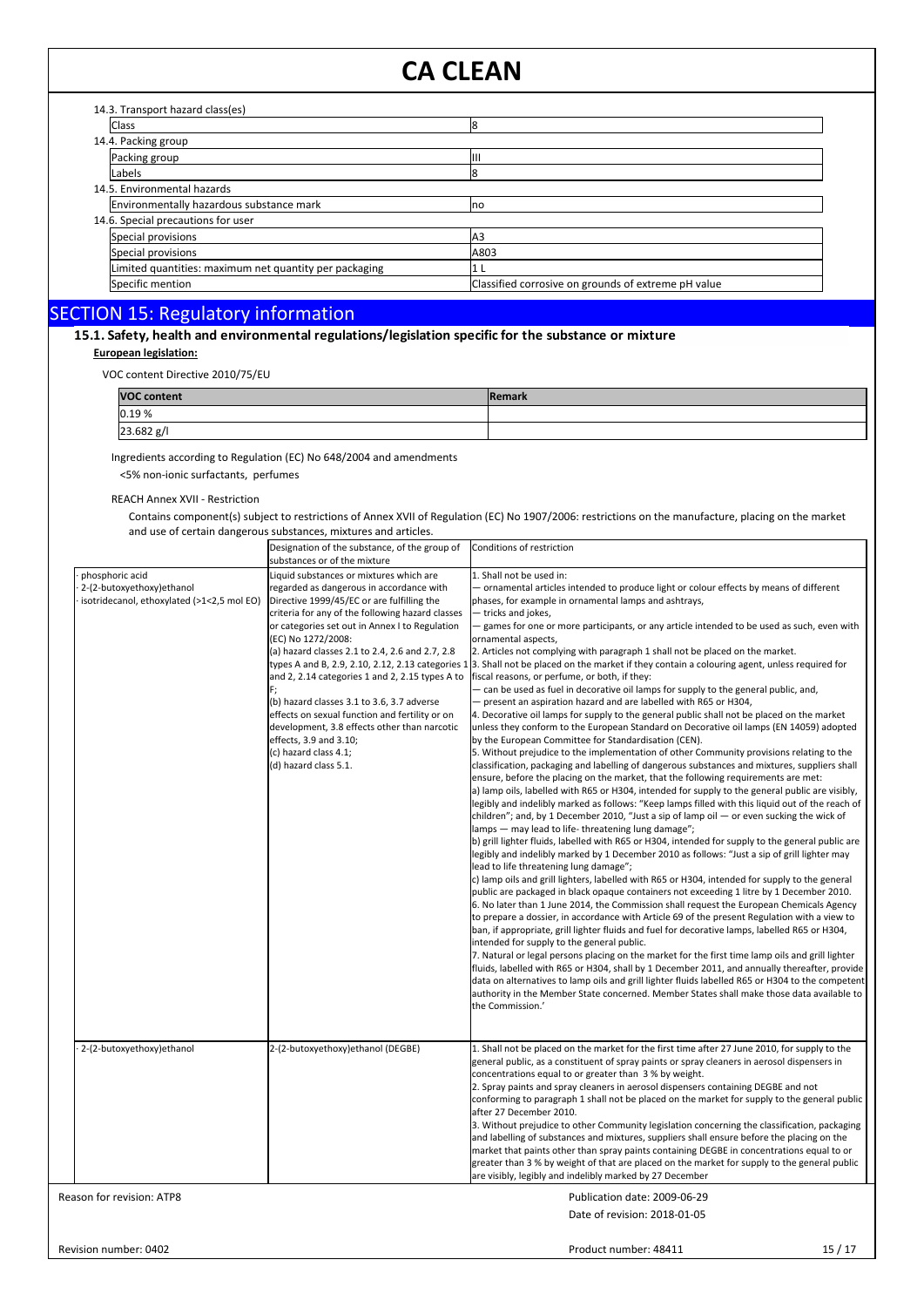| 14.3. Transport hazard class(es) | |
|---|---|
| Class | 8 |
| **14.4. Packing group** | |
| Packing group | III |
| Labels | 8 |
| **14.5. Environmental hazards** | |
| Environmentally hazardous substance mark | no |
| **14.6. Special precautions for user** | |
| Special provisions | A3 |
| Special provisions | A803 |
| Limited quantities: maximum net quantity per packaging | 1 L |
| Specific mention | Classified corrosive on grounds of extreme pH value |

# SECTION 15: Regulatory information

## 15.1. Safety, health and environmental regulations/legislation specific for the substance or mixture

**European legislation:**

VOC content Directive 2010/75/EU

| VOC content | Remark |
|---|---|
| 0.19 % | |
| 23.682 g/l | |

Ingredients according to Regulation (EC) No 648/2004 and amendments

<5% non-ionic surfactants, perfumes

REACH Annex XVII - Restriction

Contains component(s) subject to restrictions of Annex XVII of Regulation (EC) No 1907/2006: restrictions on the manufacture, placing on the market and use of certain dangerous substances, mixtures and articles.

| | Designation of the substance, of the group of substances or of the mixture | Conditions of restriction |
|---|---|---|
| · phosphoric acid<br>· 2-(2-butoxyethoxy)ethanol<br>· isotridecanol, ethoxylated (>1<2,5 mol EO) | Liquid substances or mixtures which are regarded as dangerous in accordance with Directive 1999/45/EC or are fulfilling the criteria for any of the following hazard classes or categories set out in Annex I to Regulation (EC) No 1272/2008:<br>(a) hazard classes 2.1 to 2.4, 2.6 and 2.7, 2.8 types A and B, 2.9, 2.10, 2.12, 2.13 categories 1 and 2, 2.14 categories 1 and 2, 2.15 types A to F;<br>(b) hazard classes 3.1 to 3.6, 3.7 adverse effects on sexual function and fertility or on development, 3.8 effects other than narcotic effects, 3.9 and 3.10;<br>(c) hazard class 4.1;<br>(d) hazard class 5.1. | 1. Shall not be used in:<br>— ornamental articles intended to produce light or colour effects by means of different phases, for example in ornamental lamps and ashtrays,<br>— tricks and jokes,<br>— games for one or more participants, or any article intended to be used as such, even with ornamental aspects,<br>2. Articles not complying with paragraph 1 shall not be placed on the market.<br>3. Shall not be placed on the market if they contain a colouring agent, unless required for fiscal reasons, or perfume, or both, if they:<br>— can be used as fuel in decorative oil lamps for supply to the general public, and,<br>— present an aspiration hazard and are labelled with R65 or H304,<br>4. Decorative oil lamps for supply to the general public shall not be placed on the market unless they conform to the European Standard on Decorative oil lamps (EN 14059) adopted by the European Committee for Standardisation (CEN).<br>5. Without prejudice to the implementation of other Community provisions relating to the classification, packaging and labelling of dangerous substances and mixtures, suppliers shall ensure, before the placing on the market, that the following requirements are met:<br>a) lamp oils, labelled with R65 or H304, intended for supply to the general public are visibly, legibly and indelibly marked as follows: "Keep lamps filled with this liquid out of the reach of children"; and, by 1 December 2010, "Just a sip of lamp oil — or even sucking the wick of lamps — may lead to life- threatening lung damage";<br>b) grill lighter fluids, labelled with R65 or H304, intended for supply to the general public are legibly and indelibly marked by 1 December 2010 as follows: "Just a sip of grill lighter may lead to life threatening lung damage";<br>c) lamp oils and grill lighters, labelled with R65 or H304, intended for supply to the general public are packaged in black opaque containers not exceeding 1 litre by 1 December 2010.<br>6. No later than 1 June 2014, the Commission shall request the European Chemicals Agency to prepare a dossier, in accordance with Article 69 of the present Regulation with a view to ban, if appropriate, grill lighter fluids and fuel for decorative lamps, labelled R65 or H304, intended for supply to the general public.<br>7. Natural or legal persons placing on the market for the first time lamp oils and grill lighter fluids, labelled with R65 or H304, shall by 1 December 2011, and annually thereafter, provide data on alternatives to lamp oils and grill lighter fluids labelled R65 or H304 to the competent authority in the Member State concerned. Member States shall make those data available to the Commission.' |
| · 2-(2-butoxyethoxy)ethanol | 2-(2-butoxyethoxy)ethanol (DEGBE) | 1. Shall not be placed on the market for the first time after 27 June 2010, for supply to the general public, as a constituent of spray paints or spray cleaners in aerosol dispensers in concentrations equal to or greater than 3 % by weight.<br>2. Spray paints and spray cleaners in aerosol dispensers containing DEGBE and not conforming to paragraph 1 shall not be placed on the market for supply to the general public after 27 December 2010.<br>3. Without prejudice to other Community legislation concerning the classification, packaging and labelling of substances and mixtures, suppliers shall ensure before the placing on the market that paints other than spray paints containing DEGBE in concentrations equal to or greater than 3 % by weight of that are placed on the market for supply to the general public are visibly, legibly and indelibly marked by 27 December |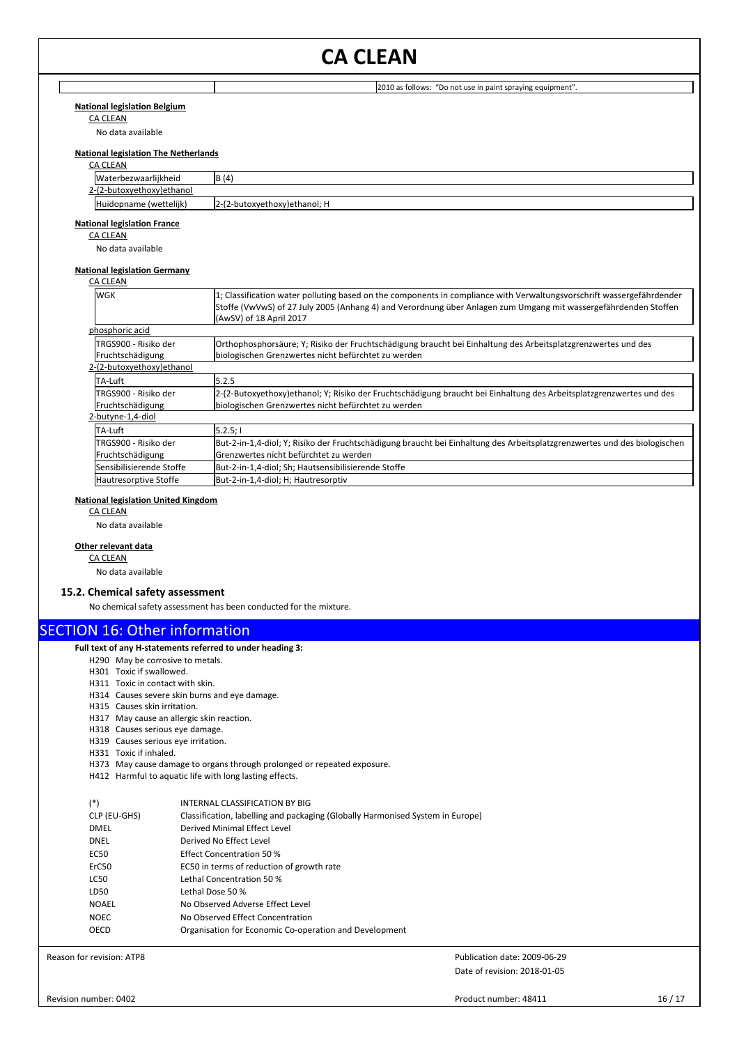| | 2010 as follows: "Do not use in paint spraying equipment". |
|---|---|

**National legislation Belgium**

CA CLEAN

No data available

**National legislation The Netherlands**

CA CLEAN

| Waterbezwaarlijkheid | B (4) |
|---|---|

2-(2-butoxyethoxy)ethanol

| Huidopname (wettelijk) | 2-(2-butoxyethoxy)ethanol; H |
|---|---|

**National legislation France**

CA CLEAN

No data available

**National legislation Germany**

CA CLEAN

| WGK | 1; Classification water polluting based on the components in compliance with Verwaltungsvorschrift wassergefährdender Stoffe (VwVwS) of 27 July 2005 (Anhang 4) and Verordnung über Anlagen zum Umgang mit wassergefährdenden Stoffen (AwSV) of 18 April 2017 |
|---|---|

phosphoric acid

| TRGS900 - Risiko der Fruchtschädigung | Orthophosphorsäure; Y; Risiko der Fruchtschädigung braucht bei Einhaltung des Arbeitsplatzgrenzwertes und des biologischen Grenzwertes nicht befürchtet zu werden |
|---|---|

2-(2-butoxyethoxy)ethanol

| TA-Luft | 5.2.5 |
|---|---|
| TRGS900 - Risiko der Fruchtschädigung | 2-(2-Butoxyethoxy)ethanol; Y; Risiko der Fruchtschädigung braucht bei Einhaltung des Arbeitsplatzgrenzwertes und des biologischen Grenzwertes nicht befürchtet zu werden |

2-butyne-1,4-diol

| TA-Luft | 5.2.5; I |
|---|---|
| TRGS900 - Risiko der Fruchtschädigung | But-2-in-1,4-diol; Y; Risiko der Fruchtschädigung braucht bei Einhaltung des Arbeitsplatzgrenzwertes und des biologischen Grenzwertes nicht befürchtet zu werden |
| Sensibilisierende Stoffe | But-2-in-1,4-diol; Sh; Hautsensibilisierende Stoffe |
| Hautresorptive Stoffe | But-2-in-1,4-diol; H; Hautresorptiv |

**National legislation United Kingdom**

CA CLEAN

No data available

**Other relevant data**

CA CLEAN

No data available

### 15.2. Chemical safety assessment

No chemical safety assessment has been conducted for the mixture.

## SECTION 16: Other information

**Full text of any H-statements referred to under heading 3:**

- H290 May be corrosive to metals.
- H301 Toxic if swallowed.
- H311 Toxic in contact with skin.
- H314 Causes severe skin burns and eye damage.
- H315 Causes skin irritation.
- H317 May cause an allergic skin reaction.
- H318 Causes serious eye damage.
- H319 Causes serious eye irritation.
- H331 Toxic if inhaled.
- H373 May cause damage to organs through prolonged or repeated exposure.
- H412 Harmful to aquatic life with long lasting effects.

| | |
|---|---|
| (*) | INTERNAL CLASSIFICATION BY BIG |
| CLP (EU-GHS) | Classification, labelling and packaging (Globally Harmonised System in Europe) |
| DMEL | Derived Minimal Effect Level |
| DNEL | Derived No Effect Level |
| EC50 | Effect Concentration 50 % |
| ErC50 | EC50 in terms of reduction of growth rate |
| LC50 | Lethal Concentration 50 % |
| LD50 | Lethal Dose 50 % |
| NOAEL | No Observed Adverse Effect Level |
| NOEC | No Observed Effect Concentration |
| OECD | Organisation for Economic Co-operation and Development |

Reason for revision: ATP8

Publication date: 2009-06-29

Date of revision: 2018-01-05

Revision number: 0402

Product number: 48411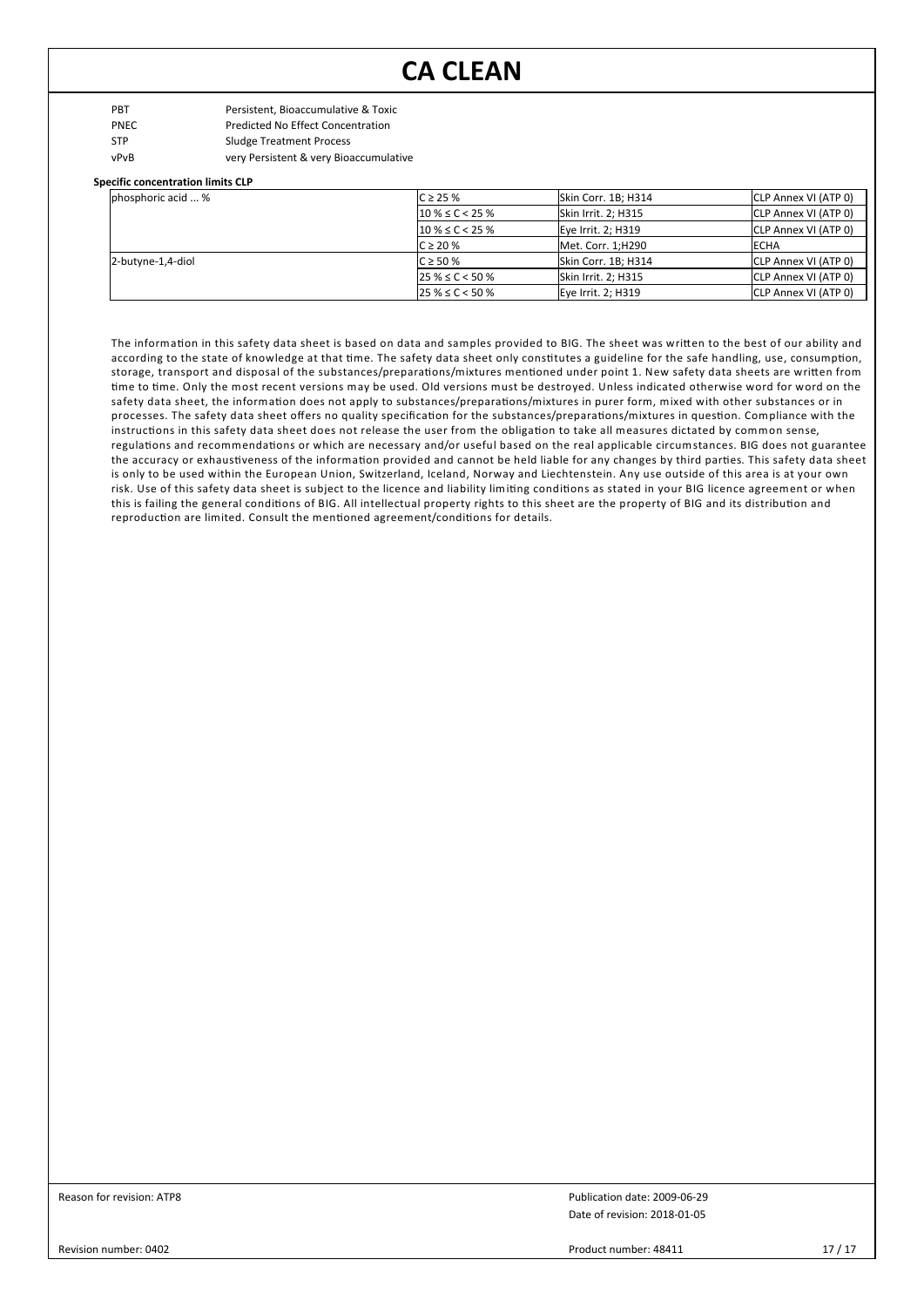| | |
|---|---|
| PBT | Persistent, Bioaccumulative & Toxic |
| PNEC | Predicted No Effect Concentration |
| STP | Sludge Treatment Process |
| vPvB | very Persistent & very Bioaccumulative |

**Specific concentration limits CLP**

| | | | |
|---|---|---|---|
| phosphoric acid ... % | C ≥ 25 % | Skin Corr. 1B; H314 | CLP Annex VI (ATP 0) |
| | 10 % ≤ C < 25 % | Skin Irrit. 2; H315 | CLP Annex VI (ATP 0) |
| | 10 % ≤ C < 25 % | Eye Irrit. 2; H319 | CLP Annex VI (ATP 0) |
| | C ≥ 20 % | Met. Corr. 1;H290 | ECHA |
| 2-butyne-1,4-diol | C ≥ 50 % | Skin Corr. 1B; H314 | CLP Annex VI (ATP 0) |
| | 25 % ≤ C < 50 % | Skin Irrit. 2; H315 | CLP Annex VI (ATP 0) |
| | 25 % ≤ C < 50 % | Eye Irrit. 2; H319 | CLP Annex VI (ATP 0) |

The information in this safety data sheet is based on data and samples provided to BIG. The sheet was written to the best of our ability and according to the state of knowledge at that time. The safety data sheet only constitutes a guideline for the safe handling, use, consumption, storage, transport and disposal of the substances/preparations/mixtures mentioned under point 1. New safety data sheets are written from time to time. Only the most recent versions may be used. Old versions must be destroyed. Unless indicated otherwise word for word on the safety data sheet, the information does not apply to substances/preparations/mixtures in purer form, mixed with other substances or in processes. The safety data sheet offers no quality specification for the substances/preparations/mixtures in question. Compliance with the instructions in this safety data sheet does not release the user from the obligation to take all measures dictated by common sense, regulations and recommendations or which are necessary and/or useful based on the real applicable circumstances. BIG does not guarantee the accuracy or exhaustiveness of the information provided and cannot be held liable for any changes by third parties. This safety data sheet is only to be used within the European Union, Switzerland, Iceland, Norway and Liechtenstein. Any use outside of this area is at your own risk. Use of this safety data sheet is subject to the licence and liability limiting conditions as stated in your BIG licence agreement or when this is failing the general conditions of BIG. All intellectual property rights to this sheet are the property of BIG and its distribution and reproduction are limited. Consult the mentioned agreement/conditions for details.